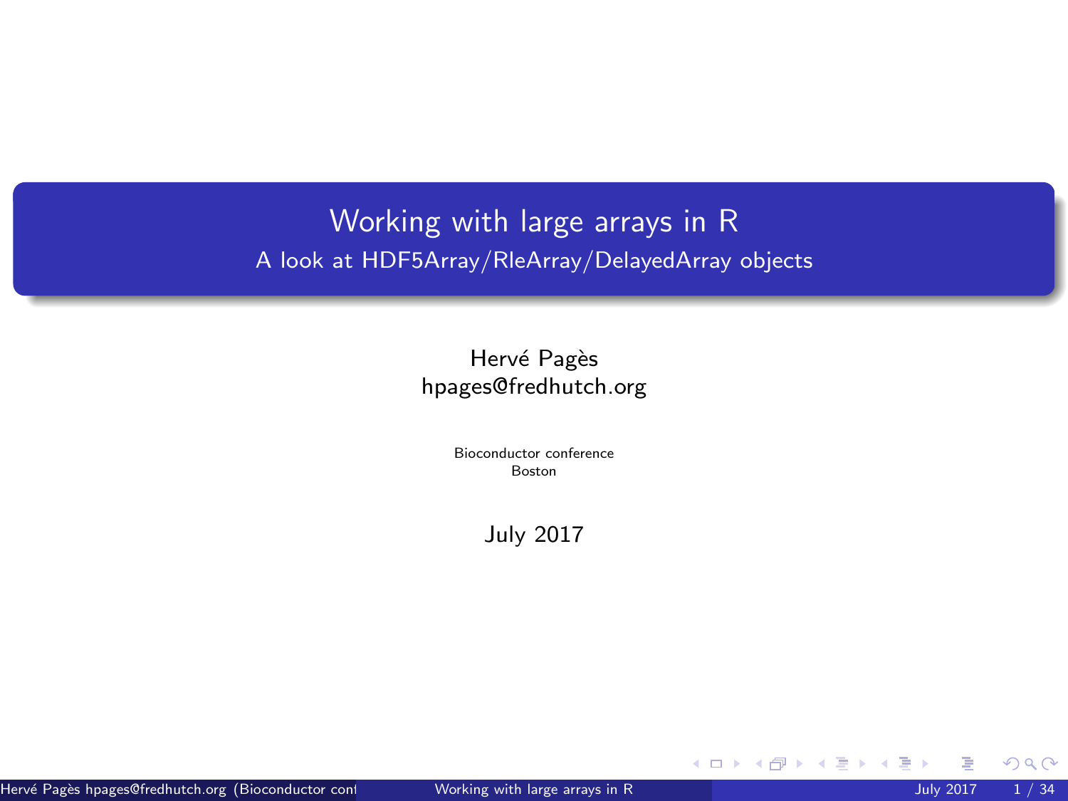# Working with large arrays in R

## A look at HDF5Array/RleArray/DelayedArray objects

Hervé Pagès
hpages@fredhutch.org

Bioconductor conference
Boston

July 2017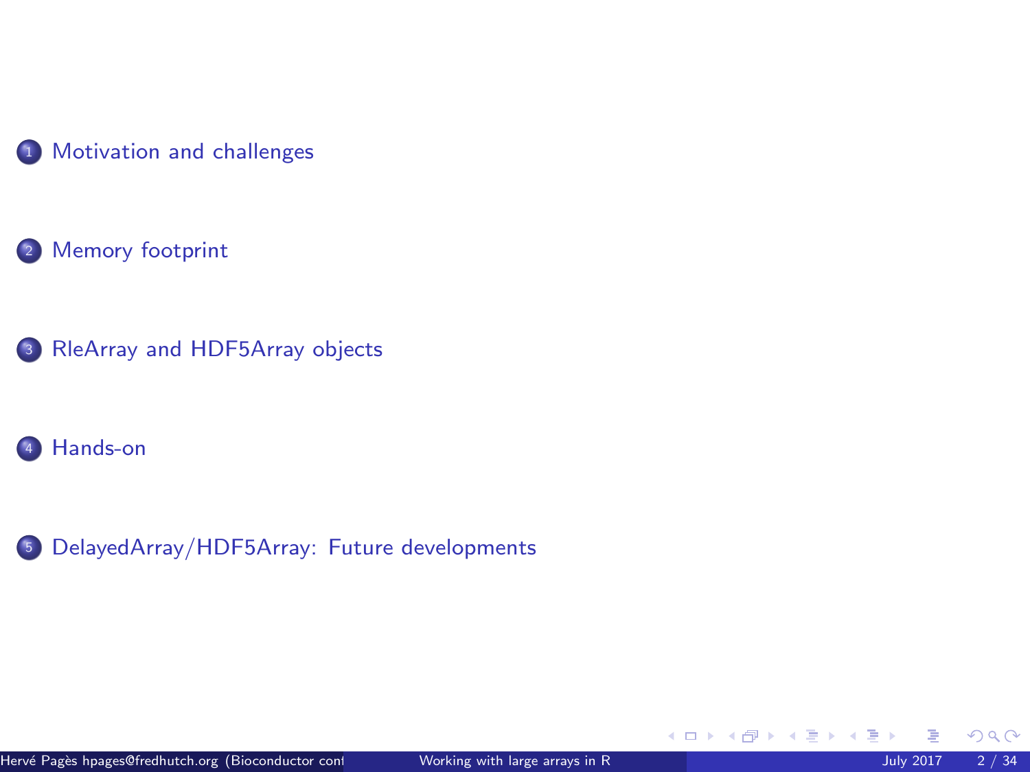1. Motivation and challenges

2. Memory footprint

3. RleArray and HDF5Array objects

4. Hands-on

5. DelayedArray/HDF5Array: Future developments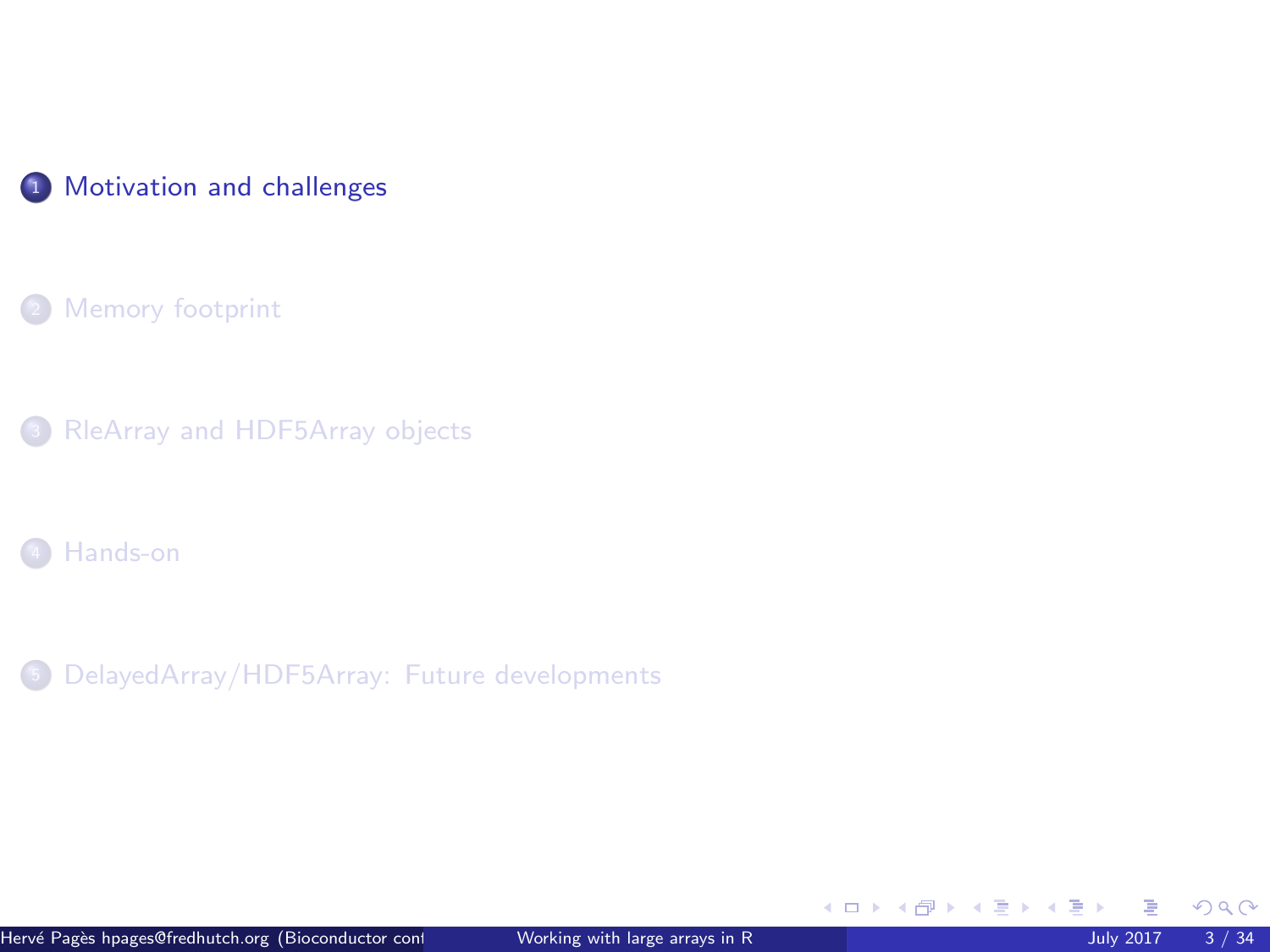1. Motivation and challenges

2. Memory footprint

3. RleArray and HDF5Array objects

4. Hands-on

5. DelayedArray/HDF5Array: Future developments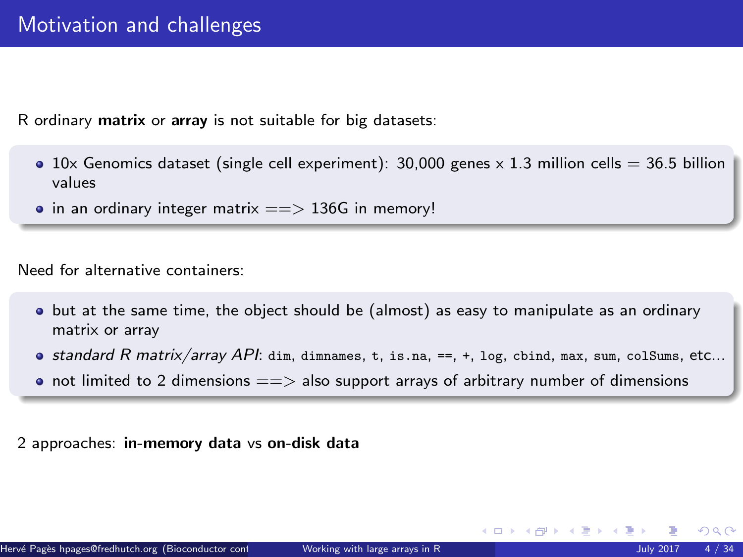# Motivation and challenges

R ordinary **matrix** or **array** is not suitable for big datasets:

- 10x Genomics dataset (single cell experiment): 30,000 genes x 1.3 million cells = 36.5 billion values
- in an ordinary integer matrix ==> 136G in memory!

Need for alternative containers:

- but at the same time, the object should be (almost) as easy to manipulate as an ordinary matrix or array
- *standard R matrix/array API*: `dim`, `dimnames`, `t`, `is.na`, `==`, `+`, `log`, `cbind`, `max`, `sum`, `colSums`, etc...
- not limited to 2 dimensions ==> also support arrays of arbitrary number of dimensions

2 approaches: **in-memory data** vs **on-disk data**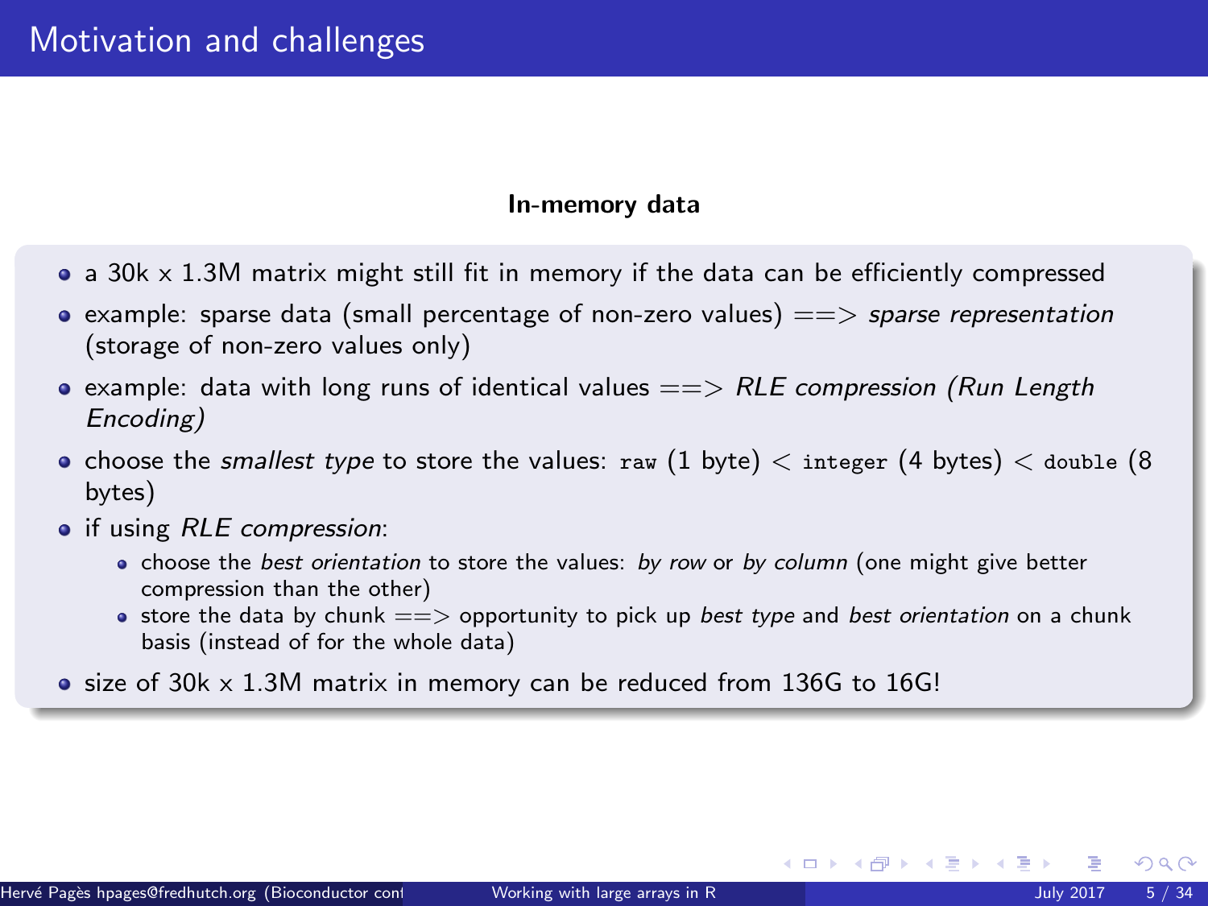# Motivation and challenges

### In-memory data

- a 30k x 1.3M matrix might still fit in memory if the data can be efficiently compressed
- example: sparse data (small percentage of non-zero values) ==> *sparse representation* (storage of non-zero values only)
- example: data with long runs of identical values ==> *RLE compression (Run Length Encoding)*
- choose the *smallest type* to store the values: `raw` (1 byte) < `integer` (4 bytes) < `double` (8 bytes)
- if using *RLE compression*:
  - choose the *best orientation* to store the values: *by row* or *by column* (one might give better compression than the other)
  - store the data by chunk ==> opportunity to pick up *best type* and *best orientation* on a chunk basis (instead of for the whole data)
- size of 30k x 1.3M matrix in memory can be reduced from 136G to 16G!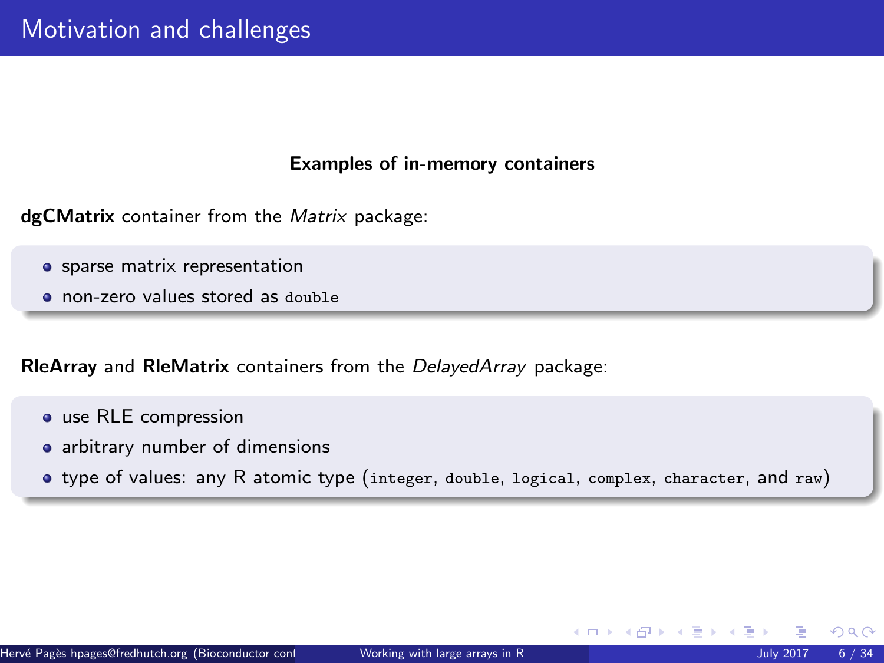# Motivation and challenges

### Examples of in-memory containers

**dgCMatrix** container from the *Matrix* package:

- sparse matrix representation
- non-zero values stored as `double`

**RleArray** and **RleMatrix** containers from the *DelayedArray* package:

- use RLE compression
- arbitrary number of dimensions
- type of values: any R atomic type (`integer`, `double`, `logical`, `complex`, `character`, and `raw`)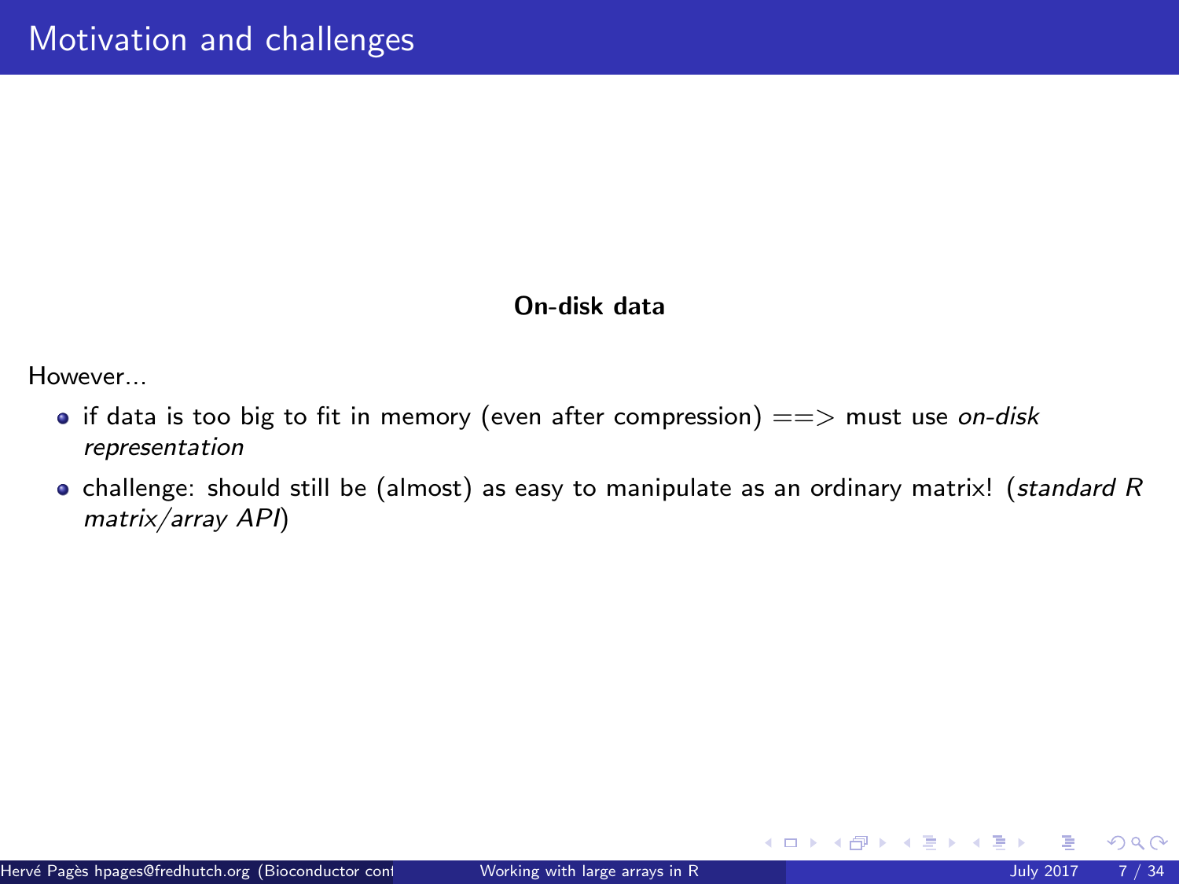# Motivation and challenges

**On-disk data**

However...

- if data is too big to fit in memory (even after compression) ==> must use *on-disk representation*
- challenge: should still be (almost) as easy to manipulate as an ordinary matrix! (*standard R matrix/array API*)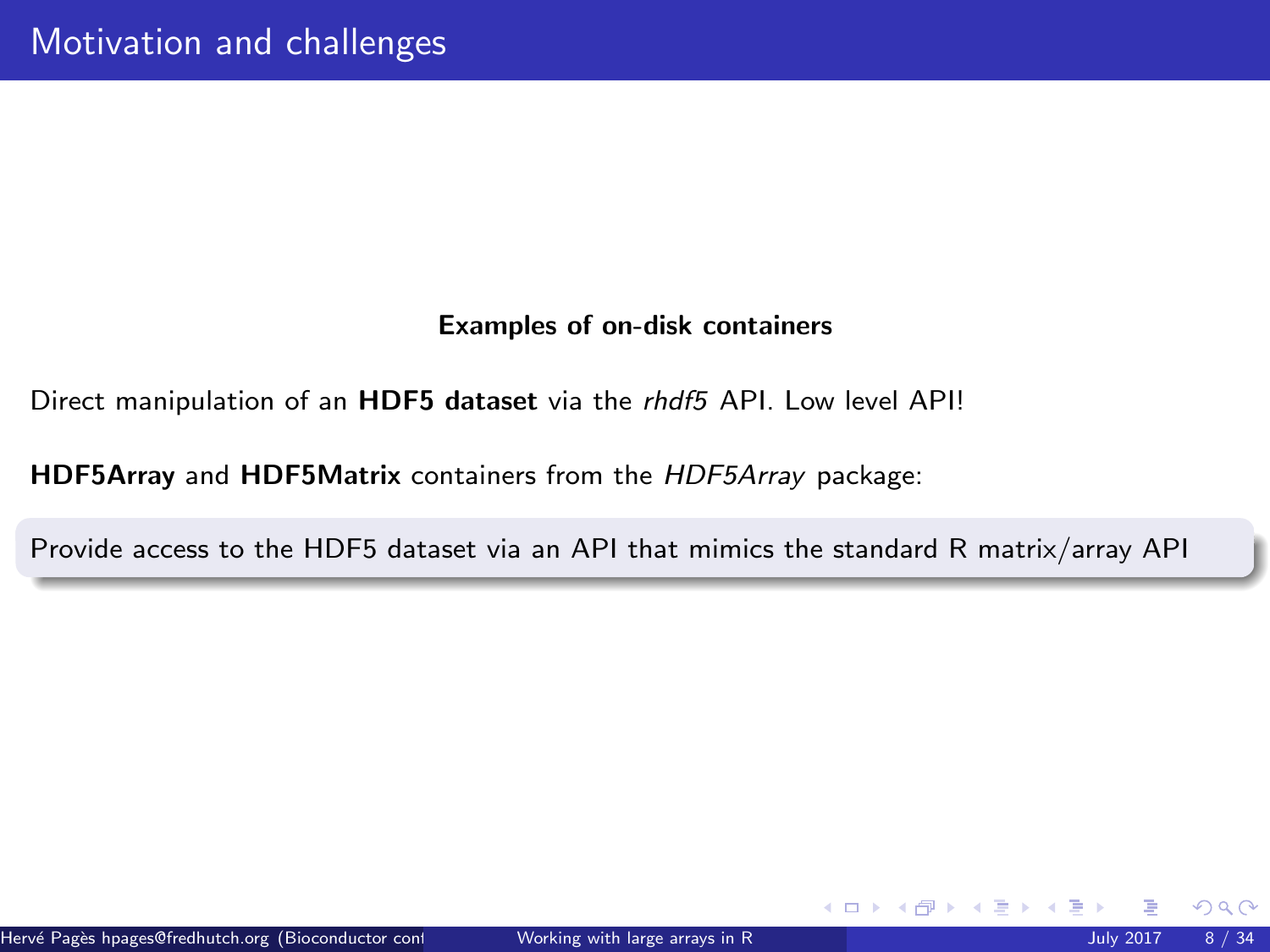# Motivation and challenges

**Examples of on-disk containers**

Direct manipulation of an **HDF5 dataset** via the *rhdf5* API. Low level API!

**HDF5Array** and **HDF5Matrix** containers from the *HDF5Array* package:

Provide access to the HDF5 dataset via an API that mimics the standard R matrix/array API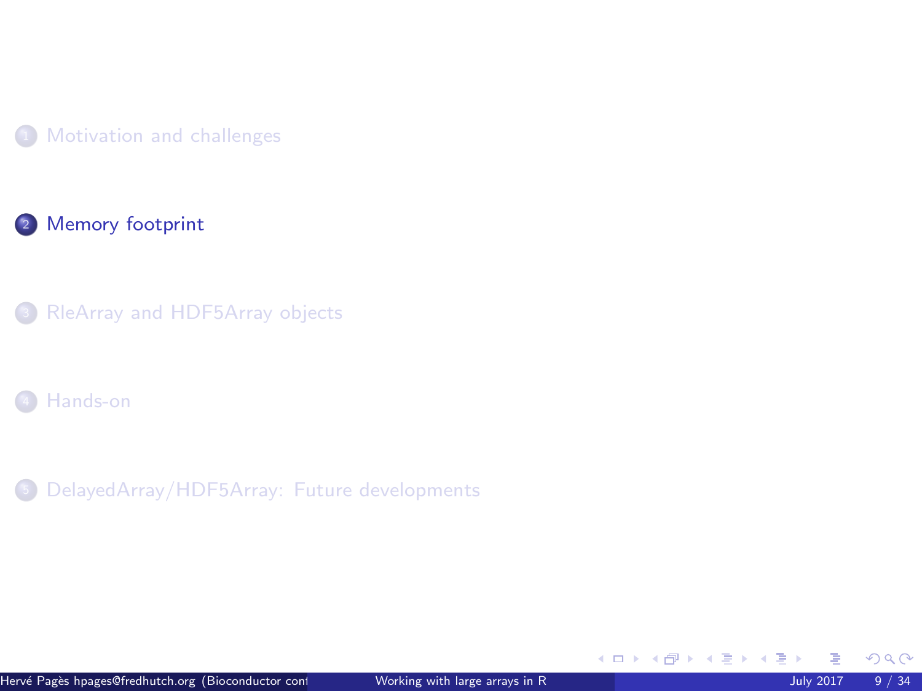1. Motivation and challenges
2. **Memory footprint**
3. RleArray and HDF5Array objects
4. Hands-on
5. DelayedArray/HDF5Array: Future developments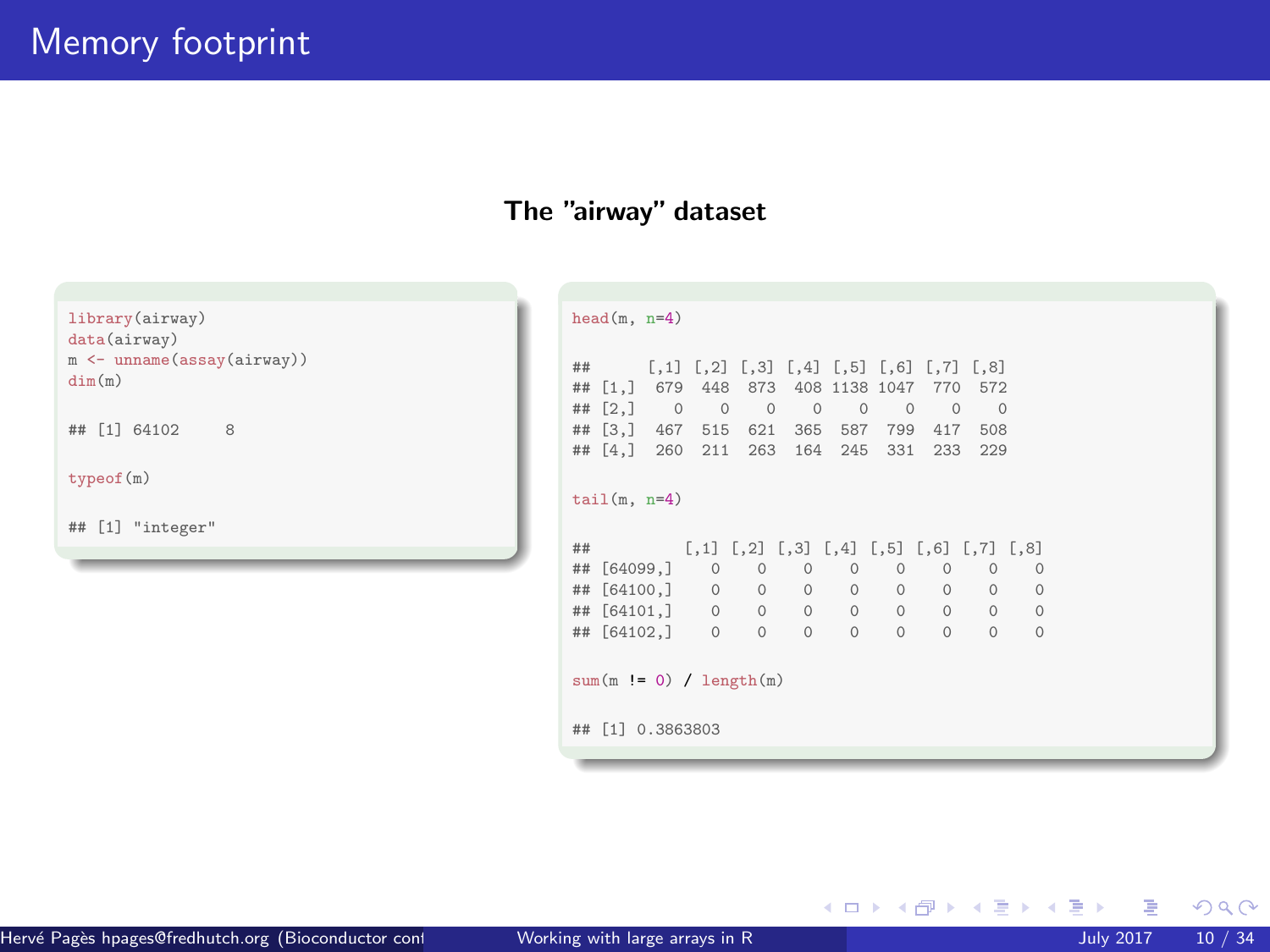# Memory footprint

**The "airway" dataset**

```
library(airway)
data(airway)
m <- unname(assay(airway))
dim(m)

## [1] 64102     8

typeof(m)

## [1] "integer"
```

```
head(m, n=4)

##      [,1] [,2] [,3] [,4] [,5] [,6] [,7] [,8]
## [1,]  679  448  873  408 1138 1047  770  572
## [2,]    0    0    0    0    0    0    0    0
## [3,]  467  515  621  365  587  799  417  508
## [4,]  260  211  263  164  245  331  233  229

tail(m, n=4)

##          [,1] [,2] [,3] [,4] [,5] [,6] [,7] [,8]
## [64099,]    0    0    0    0    0    0    0    0
## [64100,]    0    0    0    0    0    0    0    0
## [64101,]    0    0    0    0    0    0    0    0
## [64102,]    0    0    0    0    0    0    0    0

sum(m != 0) / length(m)

## [1] 0.3863803
```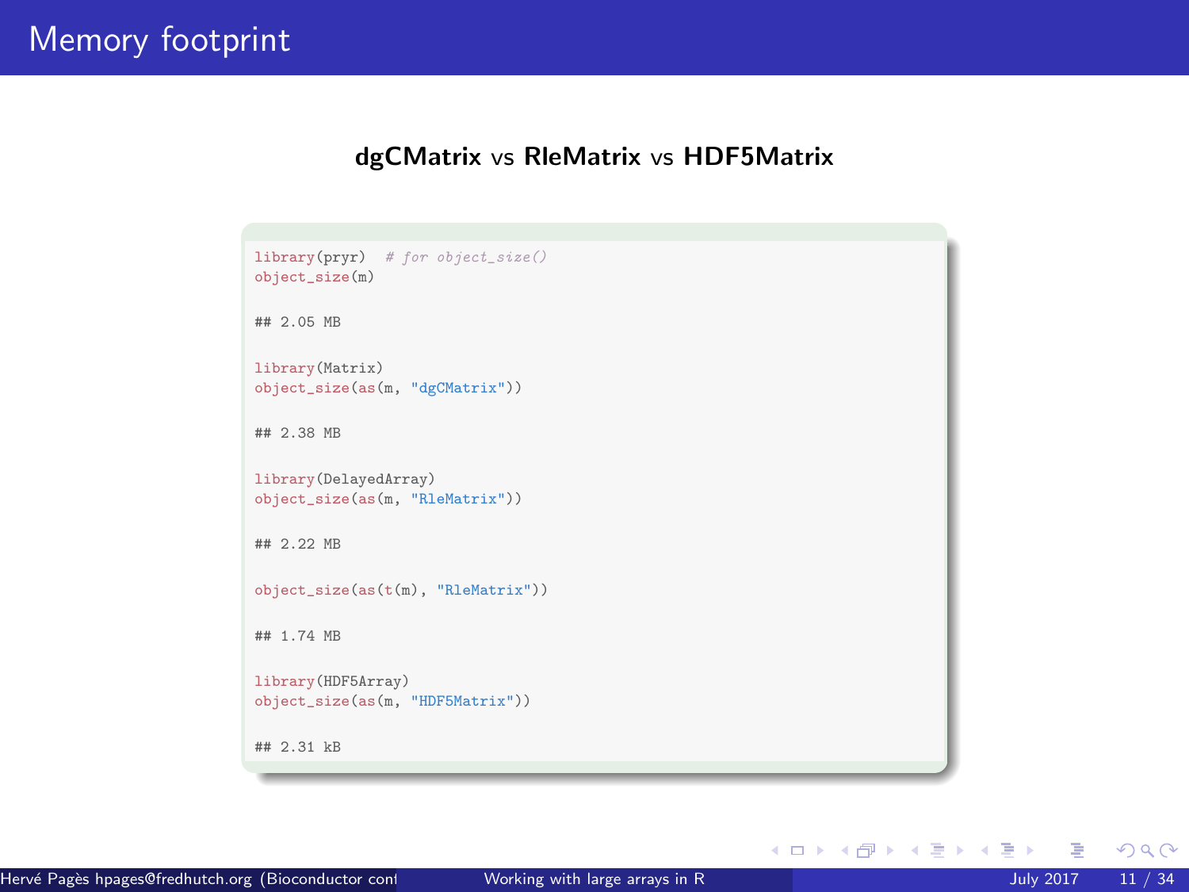# Memory footprint

**dgCMatrix** vs **RleMatrix** vs **HDF5Matrix**

```
library(pryr)  # for object_size()
object_size(m)

## 2.05 MB

library(Matrix)
object_size(as(m, "dgCMatrix"))

## 2.38 MB

library(DelayedArray)
object_size(as(m, "RleMatrix"))

## 2.22 MB

object_size(as(t(m), "RleMatrix"))

## 1.74 MB

library(HDF5Array)
object_size(as(m, "HDF5Matrix"))

## 2.31 kB
```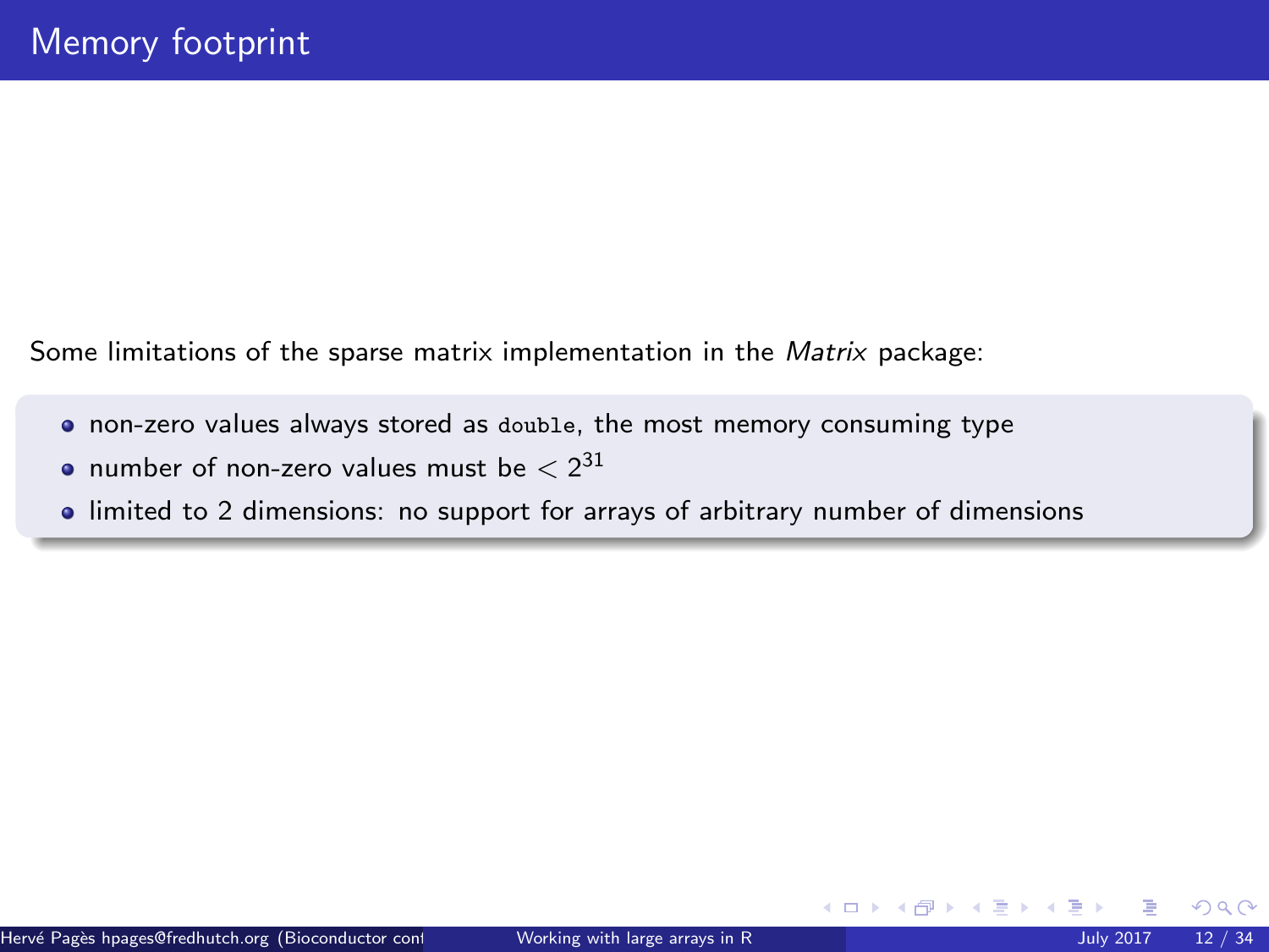# Memory footprint

Some limitations of the sparse matrix implementation in the *Matrix* package:

- non-zero values always stored as `double`, the most memory consuming type
- number of non-zero values must be $< 2^{31}$
- limited to 2 dimensions: no support for arrays of arbitrary number of dimensions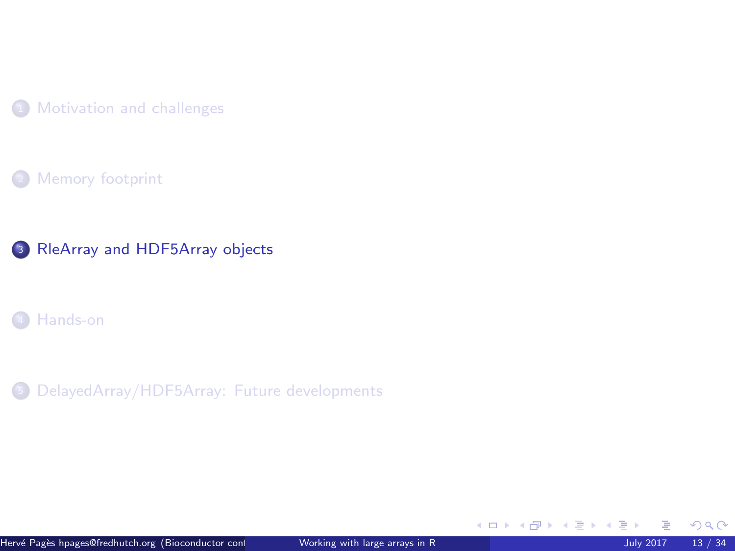1. Motivation and challenges

2. Memory footprint

3. **RleArray and HDF5Array objects**

4. Hands-on

5. DelayedArray/HDF5Array: Future developments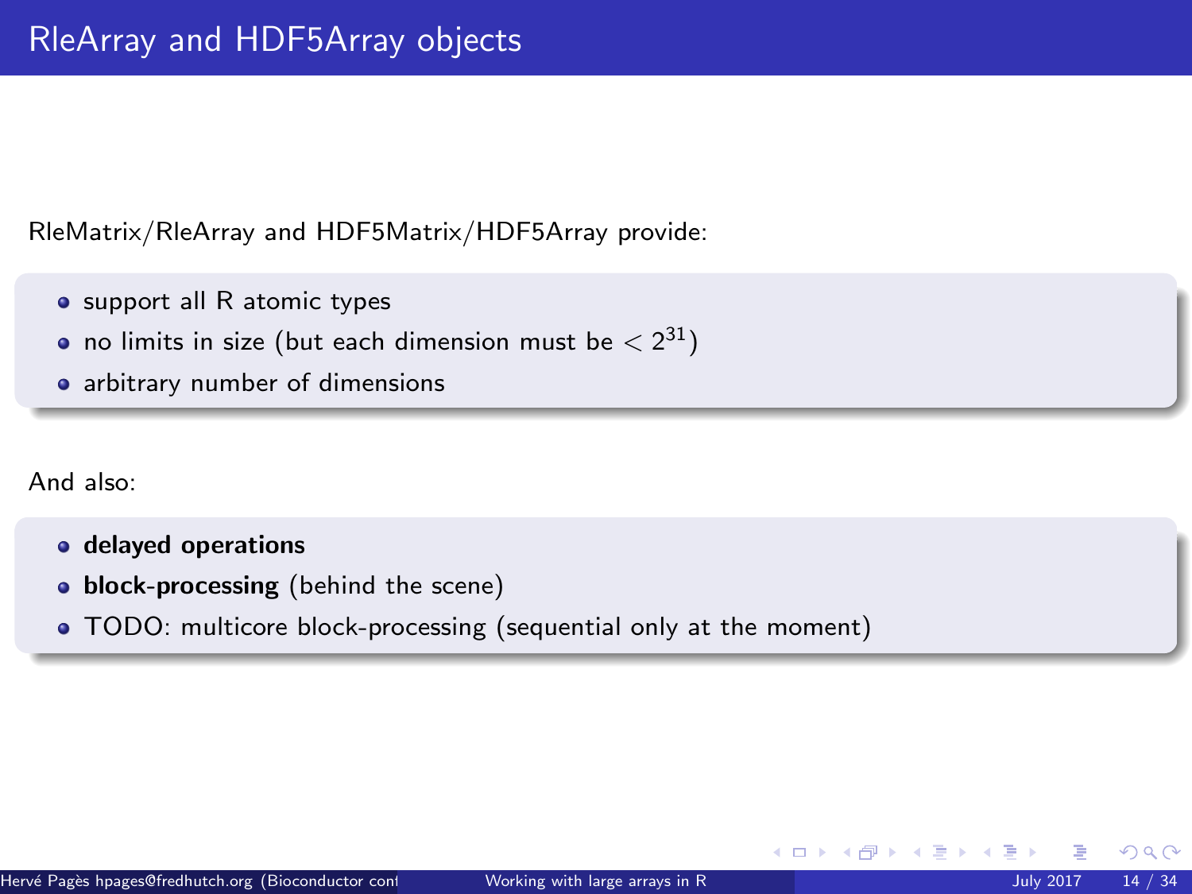# RleArray and HDF5Array objects

RleMatrix/RleArray and HDF5Matrix/HDF5Array provide:

- support all R atomic types
- no limits in size (but each dimension must be $< 2^{31}$)
- arbitrary number of dimensions

And also:

- **delayed operations**
- **block-processing** (behind the scene)
- TODO: multicore block-processing (sequential only at the moment)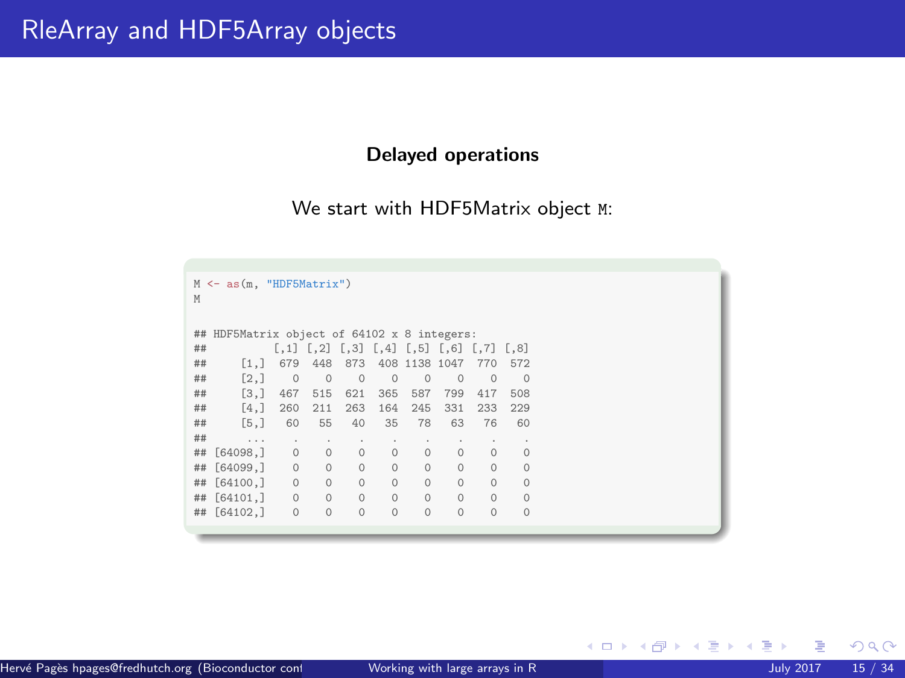# RleArray and HDF5Array objects

**Delayed operations**

We start with HDF5Matrix object `M`:

```
M <- as(m, "HDF5Matrix")
M

## HDF5Matrix object of 64102 x 8 integers:
##          [,1] [,2] [,3] [,4] [,5] [,6] [,7] [,8]
##     [1,]  679  448  873  408 1138 1047  770  572
##     [2,]    0    0    0    0    0    0    0    0
##     [3,]  467  515  621  365  587  799  417  508
##     [4,]  260  211  263  164  245  331  233  229
##     [5,]   60   55   40   35   78   63   76   60
##      ...    .    .    .    .    .    .    .    .
## [64098,]    0    0    0    0    0    0    0    0
## [64099,]    0    0    0    0    0    0    0    0
## [64100,]    0    0    0    0    0    0    0    0
## [64101,]    0    0    0    0    0    0    0    0
## [64102,]    0    0    0    0    0    0    0    0
```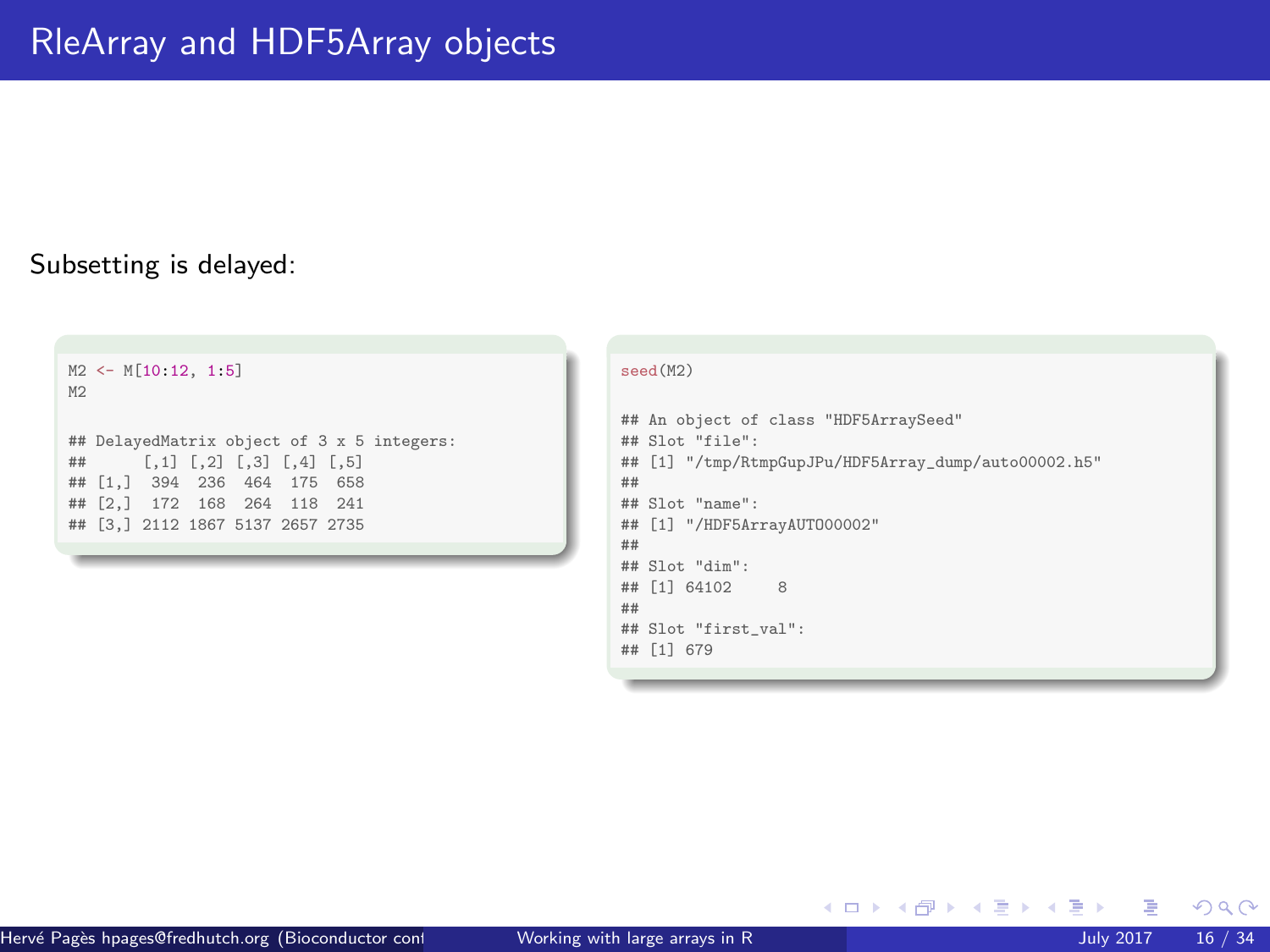# RleArray and HDF5Array objects

Subsetting is delayed:

```
M2 <- M[10:12, 1:5]
M2

## DelayedMatrix object of 3 x 5 integers:
##      [,1] [,2] [,3] [,4] [,5]
## [1,]  394  236  464  175  658
## [2,]  172  168  264  118  241
## [3,] 2112 1867 5137 2657 2735
```

```
seed(M2)

## An object of class "HDF5ArraySeed"
## Slot "file":
## [1] "/tmp/RtmpGupJPu/HDF5Array_dump/auto00002.h5"
##
## Slot "name":
## [1] "/HDF5ArrayAUTO00002"
##
## Slot "dim":
## [1] 64102     8
##
## Slot "first_val":
## [1] 679
```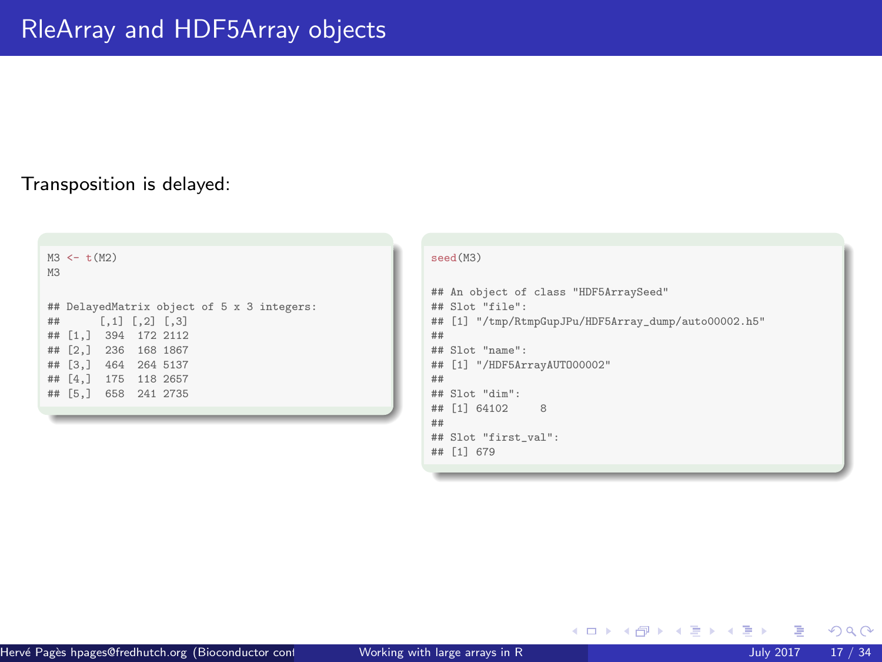# RleArray and HDF5Array objects

Transposition is delayed:

```
M3 <- t(M2)
M3

## DelayedMatrix object of 5 x 3 integers:
##      [,1] [,2] [,3]
## [1,]  394  172 2112
## [2,]  236  168 1867
## [3,]  464  264 5137
## [4,]  175  118 2657
## [5,]  658  241 2735
```

```
seed(M3)

## An object of class "HDF5ArraySeed"
## Slot "file":
## [1] "/tmp/RtmpGupJPu/HDF5Array_dump/auto00002.h5"
##
## Slot "name":
## [1] "/HDF5ArrayAUTO00002"
##
## Slot "dim":
## [1] 64102     8
##
## Slot "first_val":
## [1] 679
```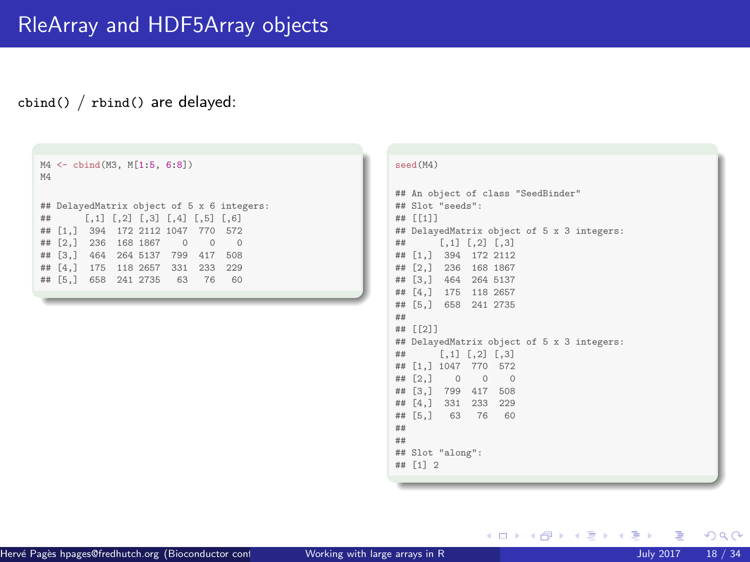# RleArray and HDF5Array objects

`cbind()` / `rbind()` are delayed:

```
M4 <- cbind(M3, M[1:5, 6:8])
M4

## DelayedMatrix object of 5 x 6 integers:
##      [,1] [,2] [,3] [,4] [,5] [,6]
## [1,]  394  172 2112 1047  770  572
## [2,]  236  168 1867    0    0    0
## [3,]  464  264 5137  799  417  508
## [4,]  175  118 2657  331  233  229
## [5,]  658  241 2735   63   76   60
```

```
seed(M4)

## An object of class "SeedBinder"
## Slot "seeds":
## [[1]]
## DelayedMatrix object of 5 x 3 integers:
##      [,1] [,2] [,3]
## [1,]  394  172 2112
## [2,]  236  168 1867
## [3,]  464  264 5137
## [4,]  175  118 2657
## [5,]  658  241 2735
##
## [[2]]
## DelayedMatrix object of 5 x 3 integers:
##      [,1] [,2] [,3]
## [1,] 1047  770  572
## [2,]    0    0    0
## [3,]  799  417  508
## [4,]  331  233  229
## [5,]   63   76   60
##
##
## Slot "along":
## [1] 2
```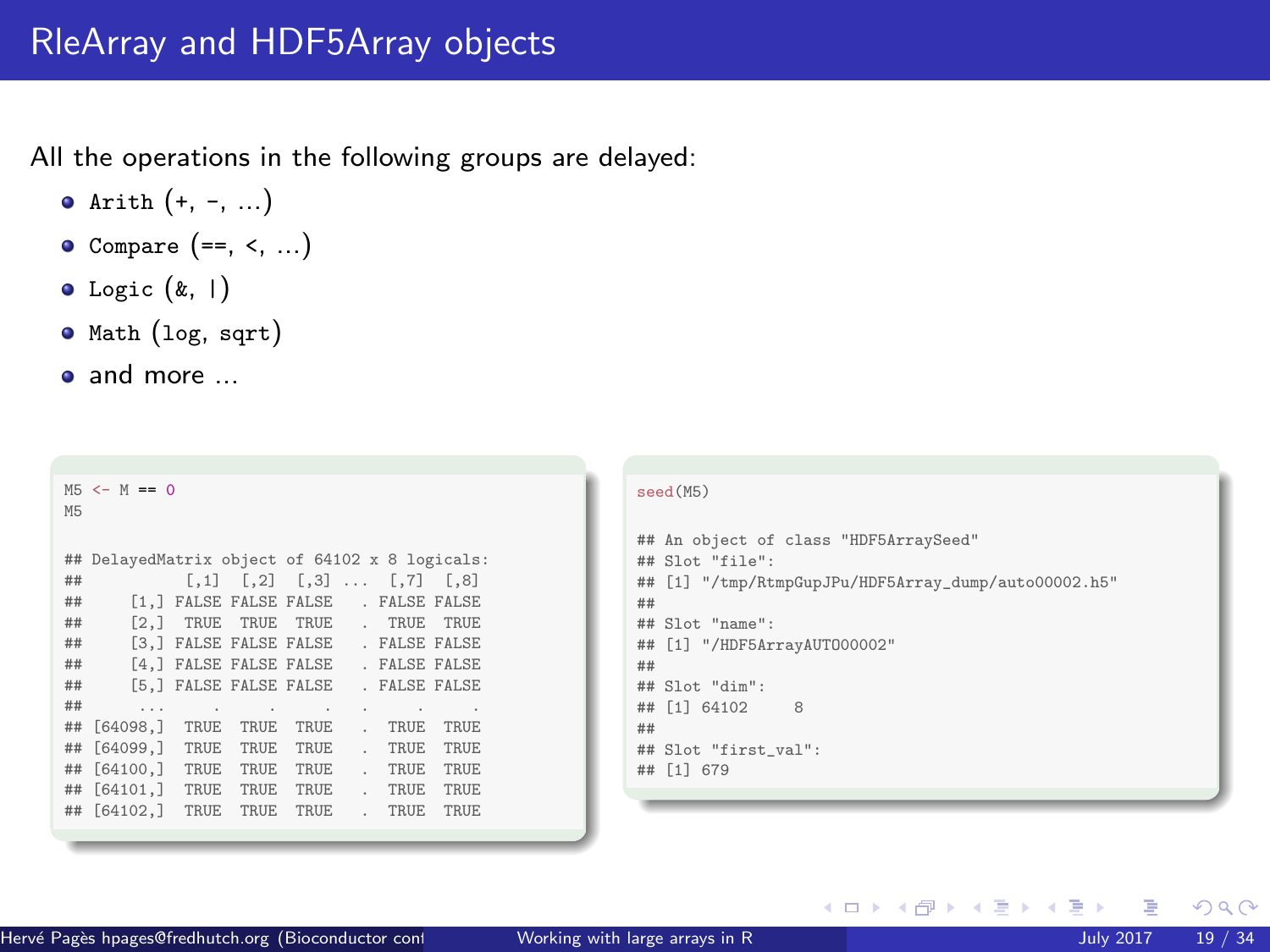# RleArray and HDF5Array objects

All the operations in the following groups are delayed:

- Arith (+, -, ...)
- Compare (==, <, ...)
- Logic (&, |)
- Math (log, sqrt)
- and more ...

```
M5 <- M == 0
M5

## DelayedMatrix object of 64102 x 8 logicals:
##            [,1]  [,2]  [,3] ...  [,7]  [,8]
##     [1,] FALSE FALSE FALSE   . FALSE FALSE
##     [2,]  TRUE  TRUE  TRUE   .  TRUE  TRUE
##     [3,] FALSE FALSE FALSE   . FALSE FALSE
##     [4,] FALSE FALSE FALSE   . FALSE FALSE
##     [5,] FALSE FALSE FALSE   . FALSE FALSE
##      ...     .     .     .   .     .     .
## [64098,]  TRUE  TRUE  TRUE   .  TRUE  TRUE
## [64099,]  TRUE  TRUE  TRUE   .  TRUE  TRUE
## [64100,]  TRUE  TRUE  TRUE   .  TRUE  TRUE
## [64101,]  TRUE  TRUE  TRUE   .  TRUE  TRUE
## [64102,]  TRUE  TRUE  TRUE   .  TRUE  TRUE
```

```
seed(M5)

## An object of class "HDF5ArraySeed"
## Slot "file":
## [1] "/tmp/RtmpGupJPu/HDF5Array_dump/auto00002.h5"
##
## Slot "name":
## [1] "/HDF5ArrayAUTO00002"
##
## Slot "dim":
## [1] 64102     8
##
## Slot "first_val":
## [1] 679
```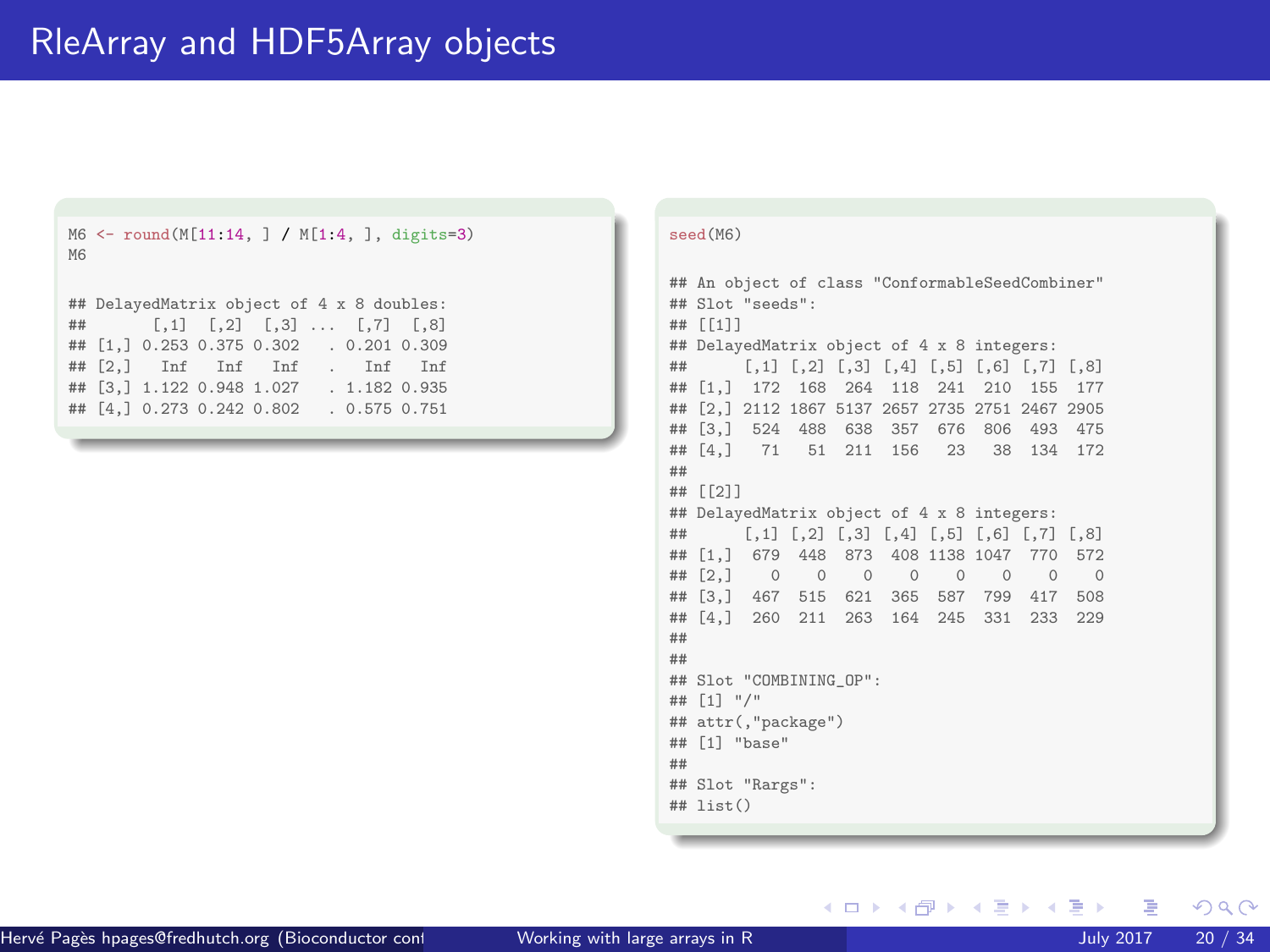# RleArray and HDF5Array objects

```
M6 <- round(M[11:14, ] / M[1:4, ], digits=3)
M6

## DelayedMatrix object of 4 x 8 doubles:
##       [,1]  [,2]  [,3] ...  [,7]  [,8]
## [1,] 0.253 0.375 0.302   . 0.201 0.309
## [2,]   Inf   Inf   Inf   .   Inf   Inf
## [3,] 1.122 0.948 1.027   . 1.182 0.935
## [4,] 0.273 0.242 0.802   . 0.575 0.751
```

```
seed(M6)

## An object of class "ConformableSeedCombiner"
## Slot "seeds":
## [[1]]
## DelayedMatrix object of 4 x 8 integers:
##      [,1] [,2] [,3] [,4] [,5] [,6] [,7] [,8]
## [1,]  172  168  264  118  241  210  155  177
## [2,] 2112 1867 5137 2657 2735 2751 2467 2905
## [3,]  524  488  638  357  676  806  493  475
## [4,]   71   51  211  156   23   38  134  172
##
## [[2]]
## DelayedMatrix object of 4 x 8 integers:
##      [,1] [,2] [,3] [,4] [,5] [,6] [,7] [,8]
## [1,]  679  448  873  408 1138 1047  770  572
## [2,]    0    0    0    0    0    0    0    0
## [3,]  467  515  621  365  587  799  417  508
## [4,]  260  211  263  164  245  331  233  229
##
##
## Slot "COMBINING_OP":
## [1] "/"
## attr(,"package")
## [1] "base"
##
## Slot "Rargs":
## list()
```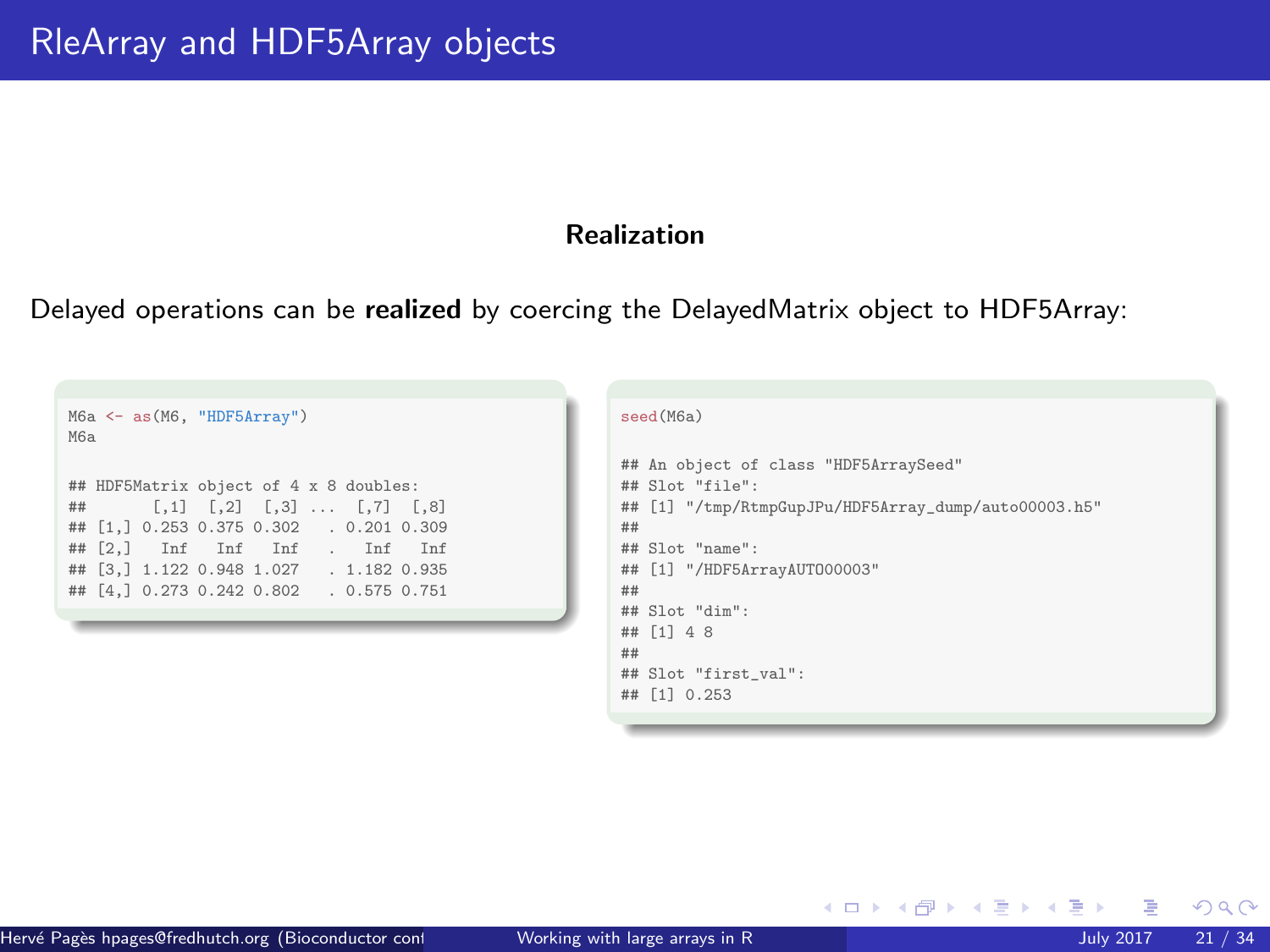# RleArray and HDF5Array objects

### Realization

Delayed operations can be **realized** by coercing the DelayedMatrix object to HDF5Array:

```
M6a <- as(M6, "HDF5Array")
M6a

## HDF5Matrix object of 4 x 8 doubles:
##       [,1]  [,2]  [,3] ...  [,7]  [,8]
## [1,] 0.253 0.375 0.302   . 0.201 0.309
## [2,]   Inf   Inf   Inf   .   Inf   Inf
## [3,] 1.122 0.948 1.027   . 1.182 0.935
## [4,] 0.273 0.242 0.802   . 0.575 0.751
```

```
seed(M6a)

## An object of class "HDF5ArraySeed"
## Slot "file":
## [1] "/tmp/RtmpGupJPu/HDF5Array_dump/auto00003.h5"
##
## Slot "name":
## [1] "/HDF5ArrayAUTO00003"
##
## Slot "dim":
## [1] 4 8
##
## Slot "first_val":
## [1] 0.253
```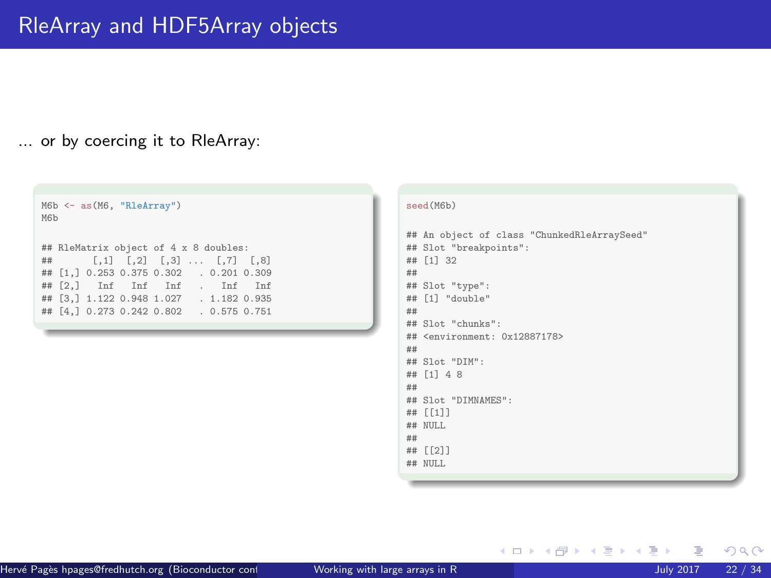# RleArray and HDF5Array objects

... or by coercing it to RleArray:

```
M6b <- as(M6, "RleArray")
M6b

## RleMatrix object of 4 x 8 doubles:
##       [,1]  [,2]  [,3] ...  [,7]  [,8]
## [1,] 0.253 0.375 0.302   . 0.201 0.309
## [2,]   Inf   Inf   Inf   .   Inf   Inf
## [3,] 1.122 0.948 1.027   . 1.182 0.935
## [4,] 0.273 0.242 0.802   . 0.575 0.751
```

```
seed(M6b)

## An object of class "ChunkedRleArraySeed"
## Slot "breakpoints":
## [1] 32
##
## Slot "type":
## [1] "double"
##
## Slot "chunks":
## <environment: 0x12887178>
##
## Slot "DIM":
## [1] 4 8
##
## Slot "DIMNAMES":
## [[1]]
## NULL
##
## [[2]]
## NULL
```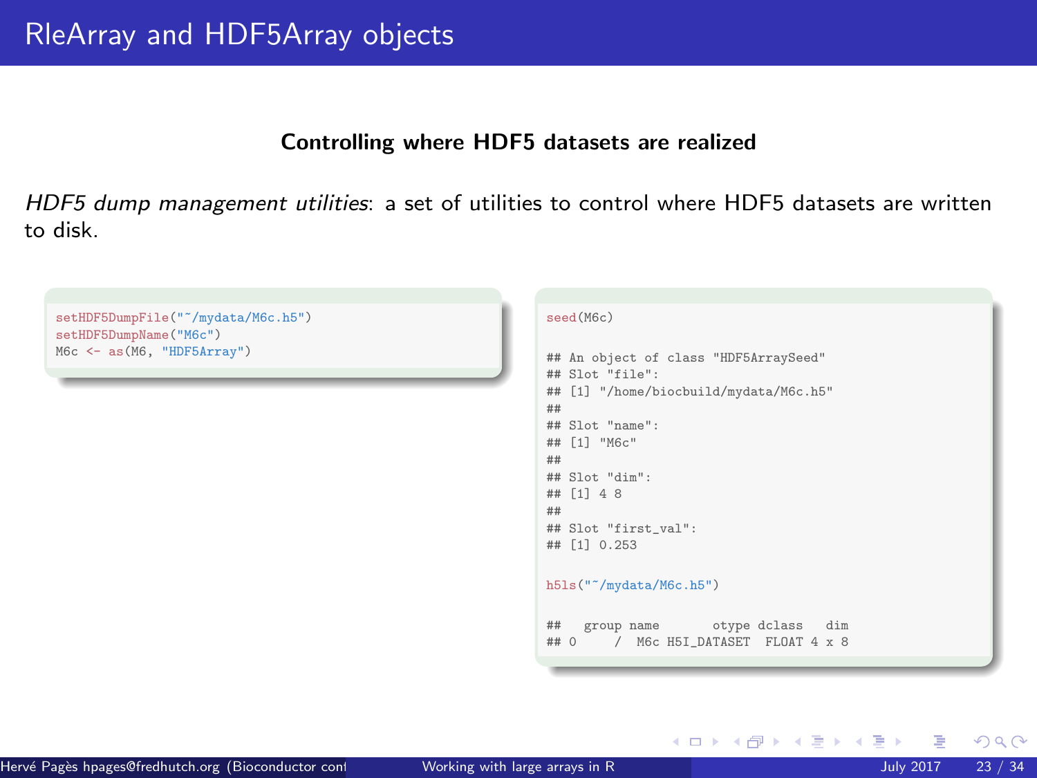# RleArray and HDF5Array objects

**Controlling where HDF5 datasets are realized**

*HDF5 dump management utilities*: a set of utilities to control where HDF5 datasets are written to disk.

```
setHDF5DumpFile("~/mydata/M6c.h5")
setHDF5DumpName("M6c")
M6c <- as(M6, "HDF5Array")
```

```
seed(M6c)

## An object of class "HDF5ArraySeed"
## Slot "file":
## [1] "/home/biocbuild/mydata/M6c.h5"
##
## Slot "name":
## [1] "M6c"
##
## Slot "dim":
## [1] 4 8
##
## Slot "first_val":
## [1] 0.253
```

```
h5ls("~/mydata/M6c.h5")

##   group name       otype dclass   dim
## 0     /  M6c H5I_DATASET  FLOAT 4 x 8
```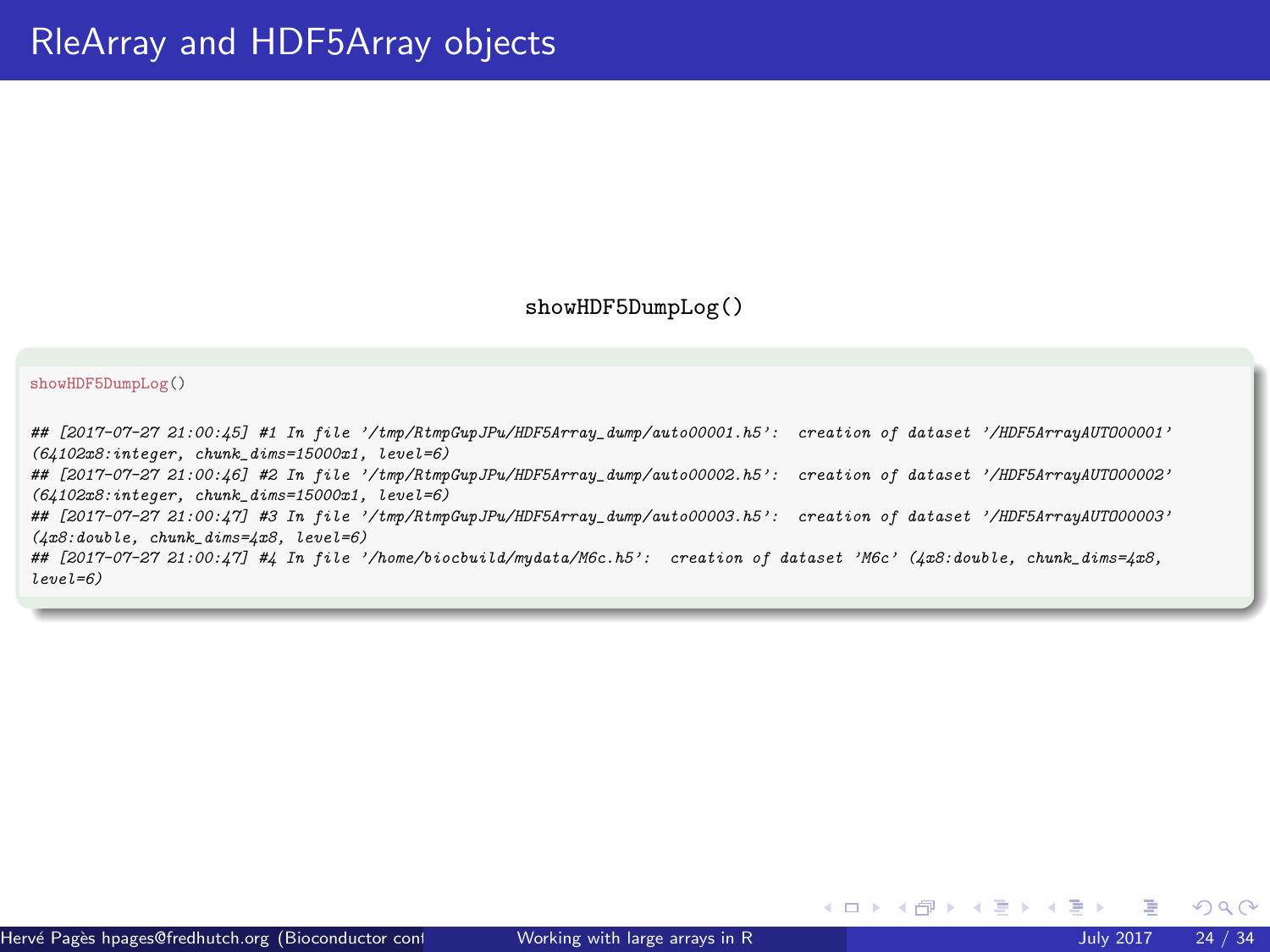# RleArray and HDF5Array objects

showHDF5DumpLog()

```
showHDF5DumpLog()
```

```
## [2017-07-27 21:00:45] #1 In file '/tmp/RtmpGupJPu/HDF5Array_dump/auto00001.h5':  creation of dataset '/HDF5ArrayAUTO00001'
(64102x8:integer, chunk_dims=15000x1, level=6)
## [2017-07-27 21:00:46] #2 In file '/tmp/RtmpGupJPu/HDF5Array_dump/auto00002.h5':  creation of dataset '/HDF5ArrayAUTO00002'
(64102x8:integer, chunk_dims=15000x1, level=6)
## [2017-07-27 21:00:47] #3 In file '/tmp/RtmpGupJPu/HDF5Array_dump/auto00003.h5':  creation of dataset '/HDF5ArrayAUTO00003'
(4x8:double, chunk_dims=4x8, level=6)
## [2017-07-27 21:00:47] #4 In file '/home/biocbuild/mydata/M6c.h5':  creation of dataset 'M6c' (4x8:double, chunk_dims=4x8,
level=6)
```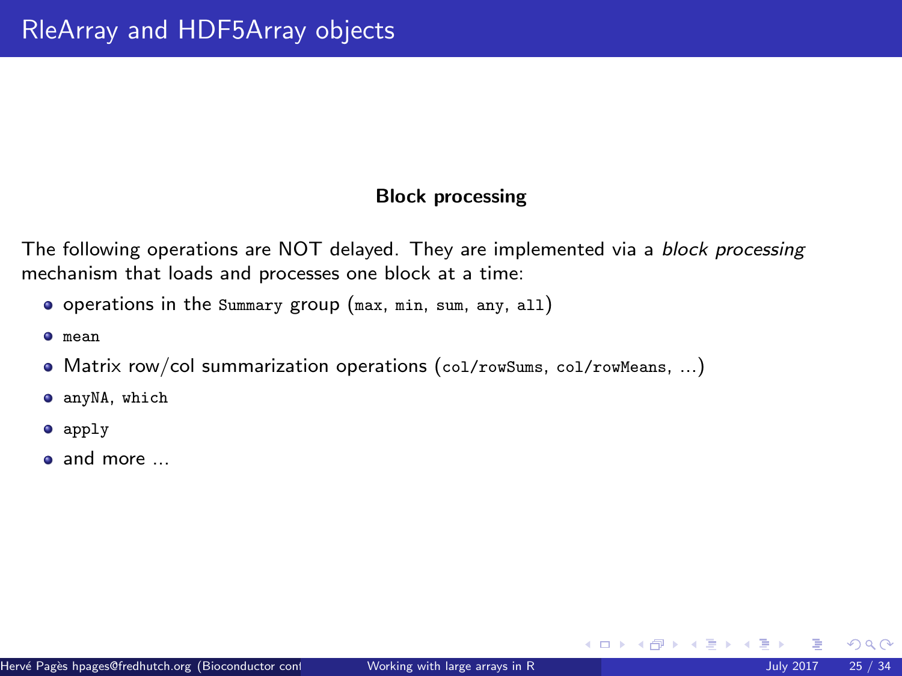# RleArray and HDF5Array objects

**Block processing**

The following operations are NOT delayed. They are implemented via a *block processing* mechanism that loads and processes one block at a time:

- operations in the `Summary` group (`max`, `min`, `sum`, `any`, `all`)
- `mean`
- Matrix row/col summarization operations (`col/rowSums`, `col/rowMeans`, ...)
- `anyNA`, `which`
- `apply`
- and more ...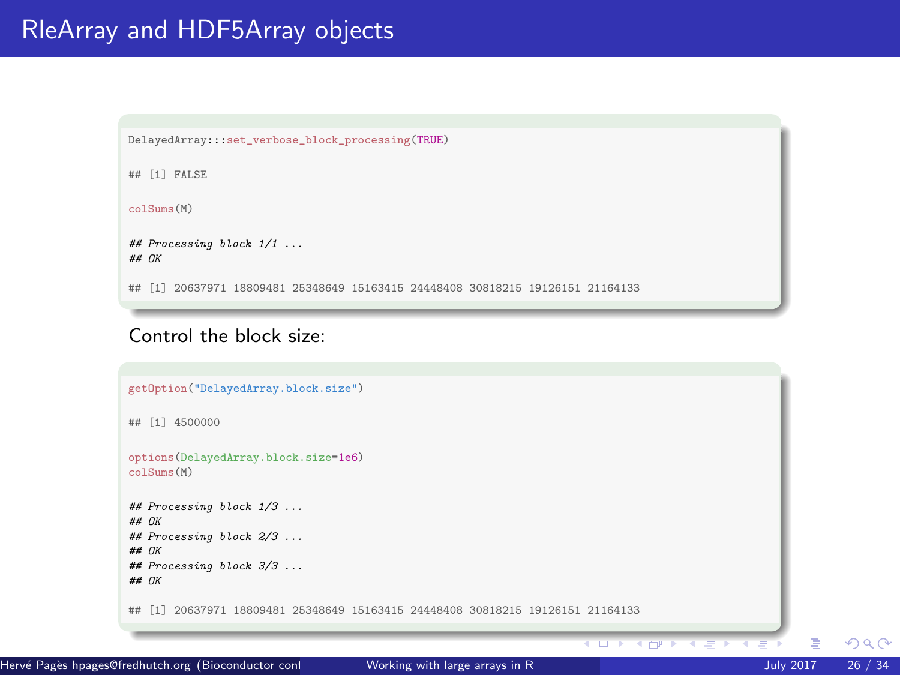# RleArray and HDF5Array objects

```
DelayedArray:::set_verbose_block_processing(TRUE)

## [1] FALSE

colSums(M)

## Processing block 1/1 ...
## OK

## [1] 20637971 18809481 25348649 15163415 24448408 30818215 19126151 21164133
```

Control the block size:

```
getOption("DelayedArray.block.size")

## [1] 4500000

options(DelayedArray.block.size=1e6)
colSums(M)

## Processing block 1/3 ...
## OK
## Processing block 2/3 ...
## OK
## Processing block 3/3 ...
## OK

## [1] 20637971 18809481 25348649 15163415 24448408 30818215 19126151 21164133
```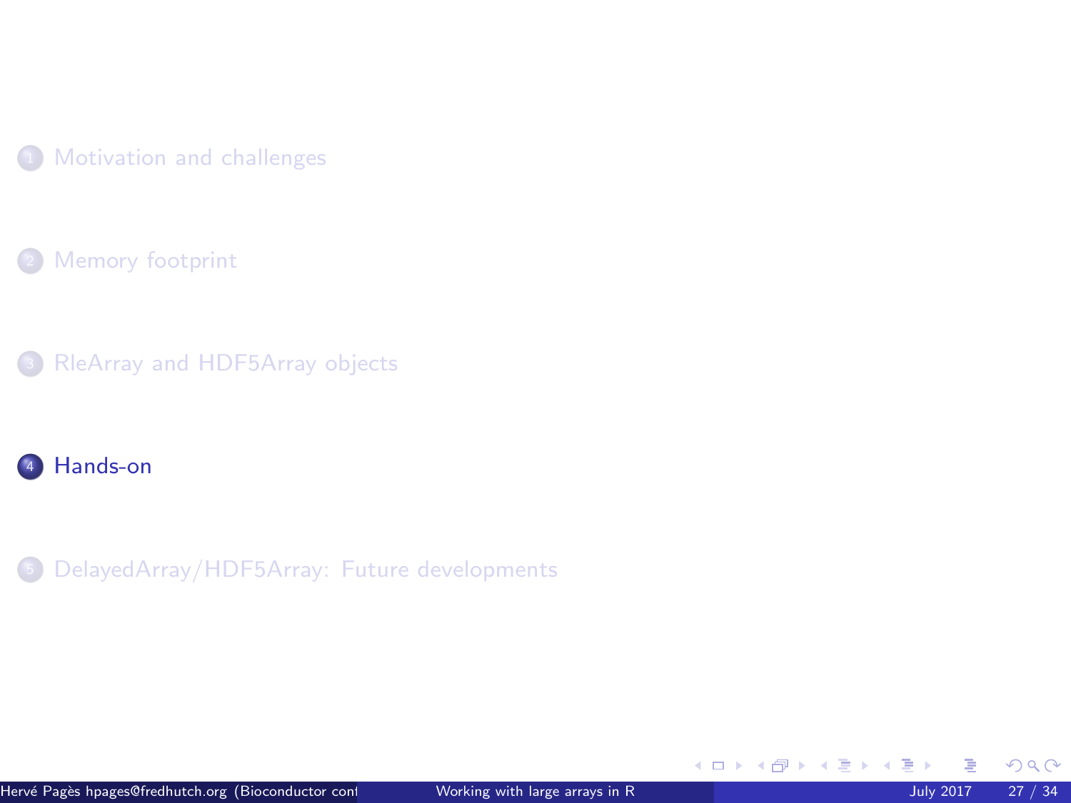1. Motivation and challenges

2. Memory footprint

3. RleArray and HDF5Array objects

4. **Hands-on**

5. DelayedArray/HDF5Array: Future developments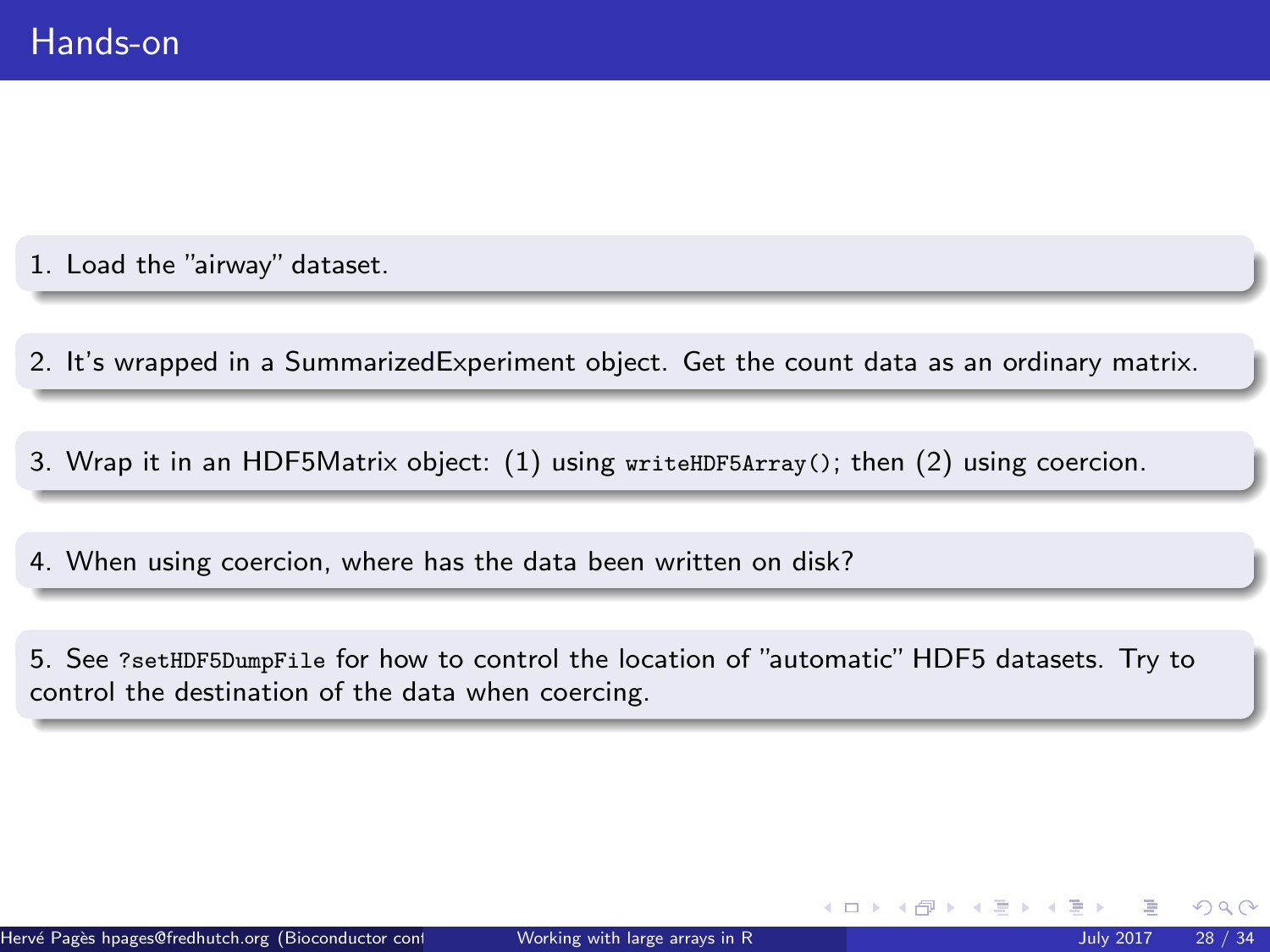# Hands-on

1. Load the "airway" dataset.

2. It's wrapped in a SummarizedExperiment object. Get the count data as an ordinary matrix.

3. Wrap it in an HDF5Matrix object: (1) using `writeHDF5Array()`; then (2) using coercion.

4. When using coercion, where has the data been written on disk?

5. See `?setHDF5DumpFile` for how to control the location of "automatic" HDF5 datasets. Try to control the destination of the data when coercing.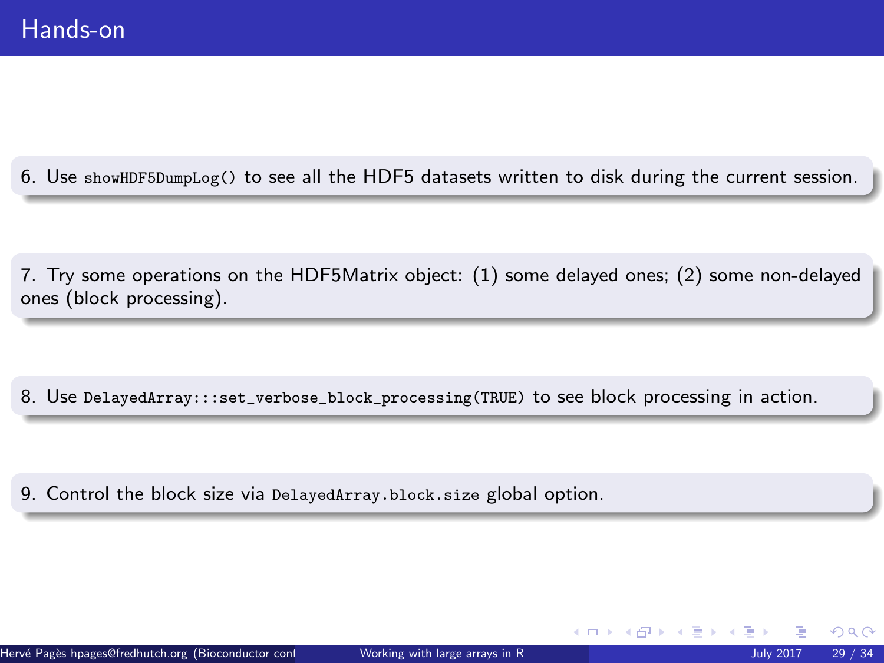# Hands-on

6. Use `showHDF5DumpLog()` to see all the HDF5 datasets written to disk during the current session.

7. Try some operations on the HDF5Matrix object: (1) some delayed ones; (2) some non-delayed ones (block processing).

8. Use `DelayedArray:::set_verbose_block_processing(TRUE)` to see block processing in action.

9. Control the block size via `DelayedArray.block.size` global option.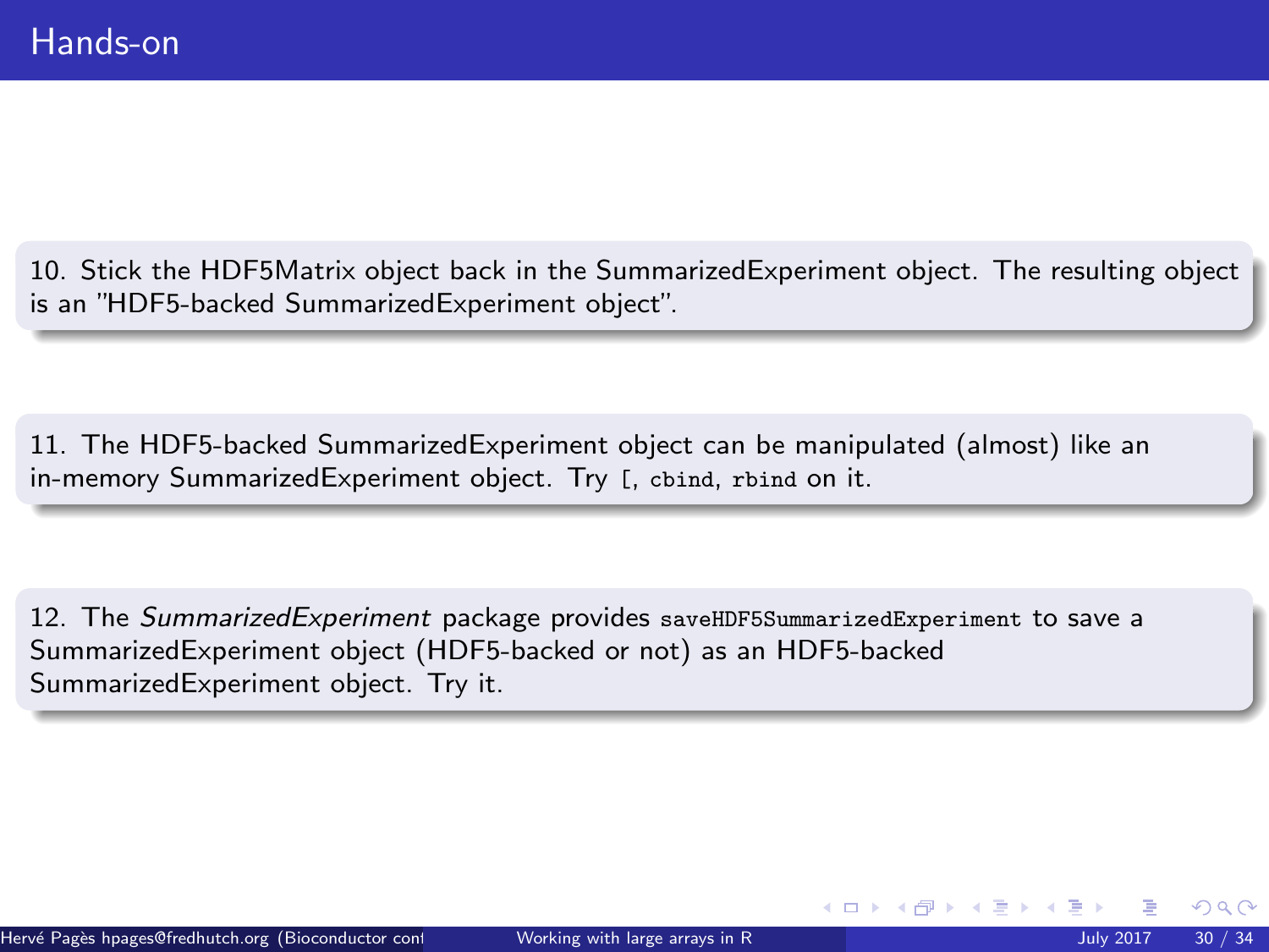# Hands-on

10. Stick the HDF5Matrix object back in the SummarizedExperiment object. The resulting object is an "HDF5-backed SummarizedExperiment object".

11. The HDF5-backed SummarizedExperiment object can be manipulated (almost) like an in-memory SummarizedExperiment object. Try `[`, `cbind`, `rbind` on it.

12. The *SummarizedExperiment* package provides `saveHDF5SummarizedExperiment` to save a SummarizedExperiment object (HDF5-backed or not) as an HDF5-backed SummarizedExperiment object. Try it.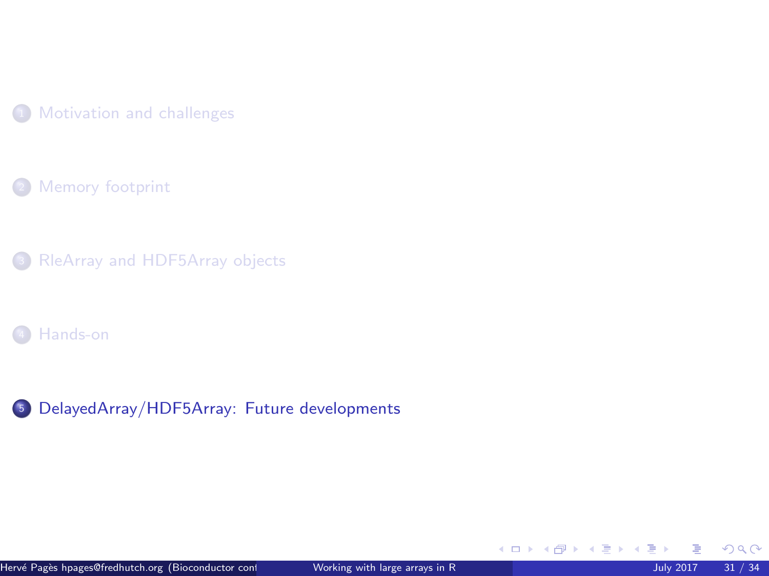1. Motivation and challenges
2. Memory footprint
3. RleArray and HDF5Array objects
4. Hands-on
5. DelayedArray/HDF5Array: Future developments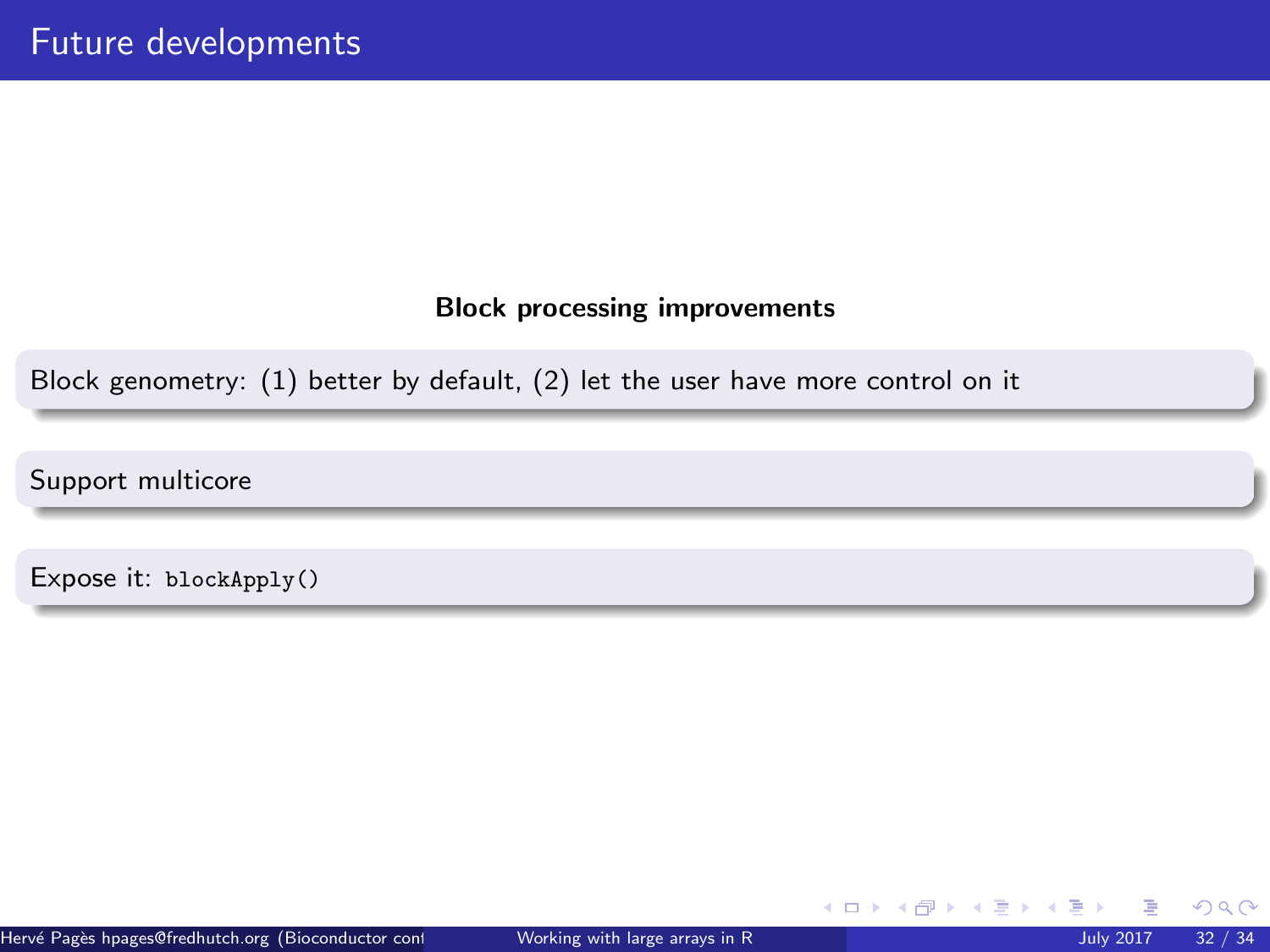# Future developments

**Block processing improvements**

Block genometry: (1) better by default, (2) let the user have more control on it

Support multicore

Expose it: `blockApply()`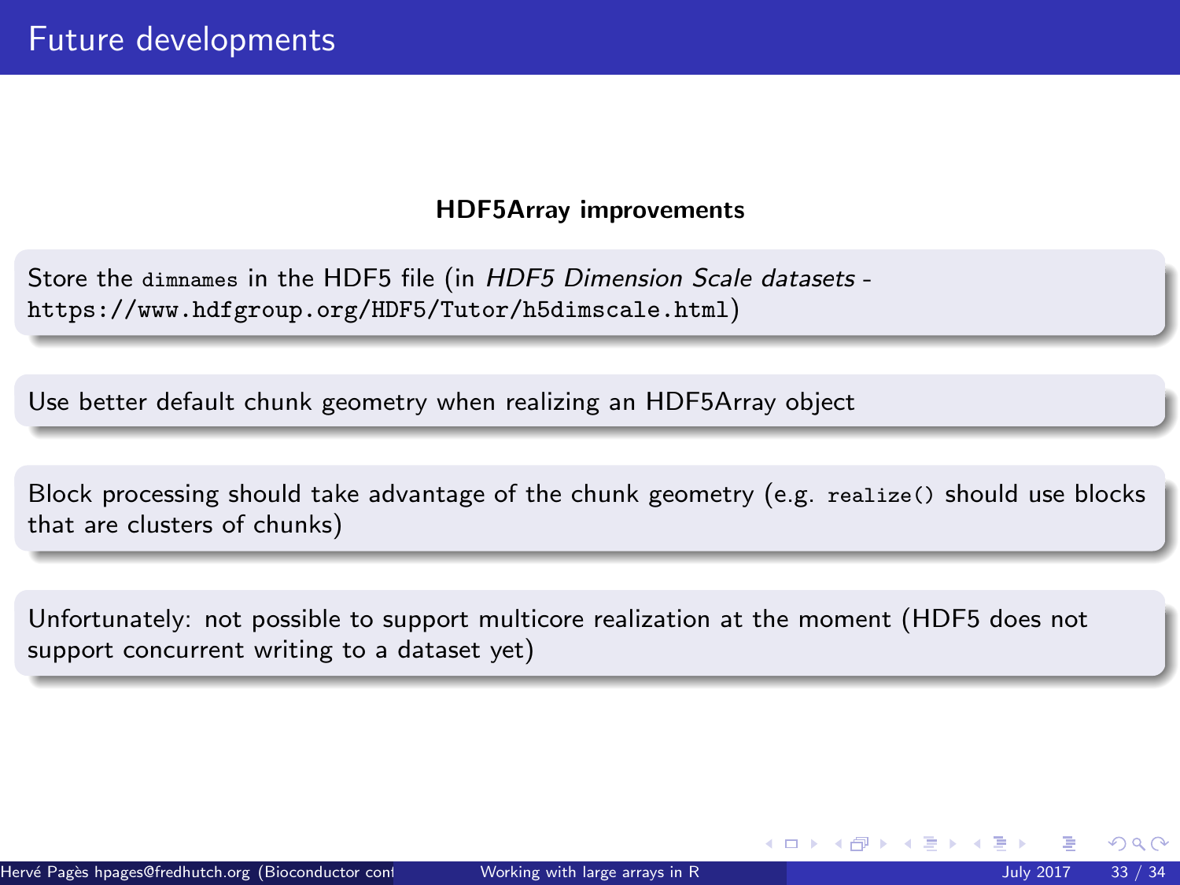# Future developments

**HDF5Array improvements**

Store the `dimnames` in the HDF5 file (in *HDF5 Dimension Scale datasets* - `https://www.hdfgroup.org/HDF5/Tutor/h5dimscale.html`)

Use better default chunk geometry when realizing an HDF5Array object

Block processing should take advantage of the chunk geometry (e.g. `realize()` should use blocks that are clusters of chunks)

Unfortunately: not possible to support multicore realization at the moment (HDF5 does not support concurrent writing to a dataset yet)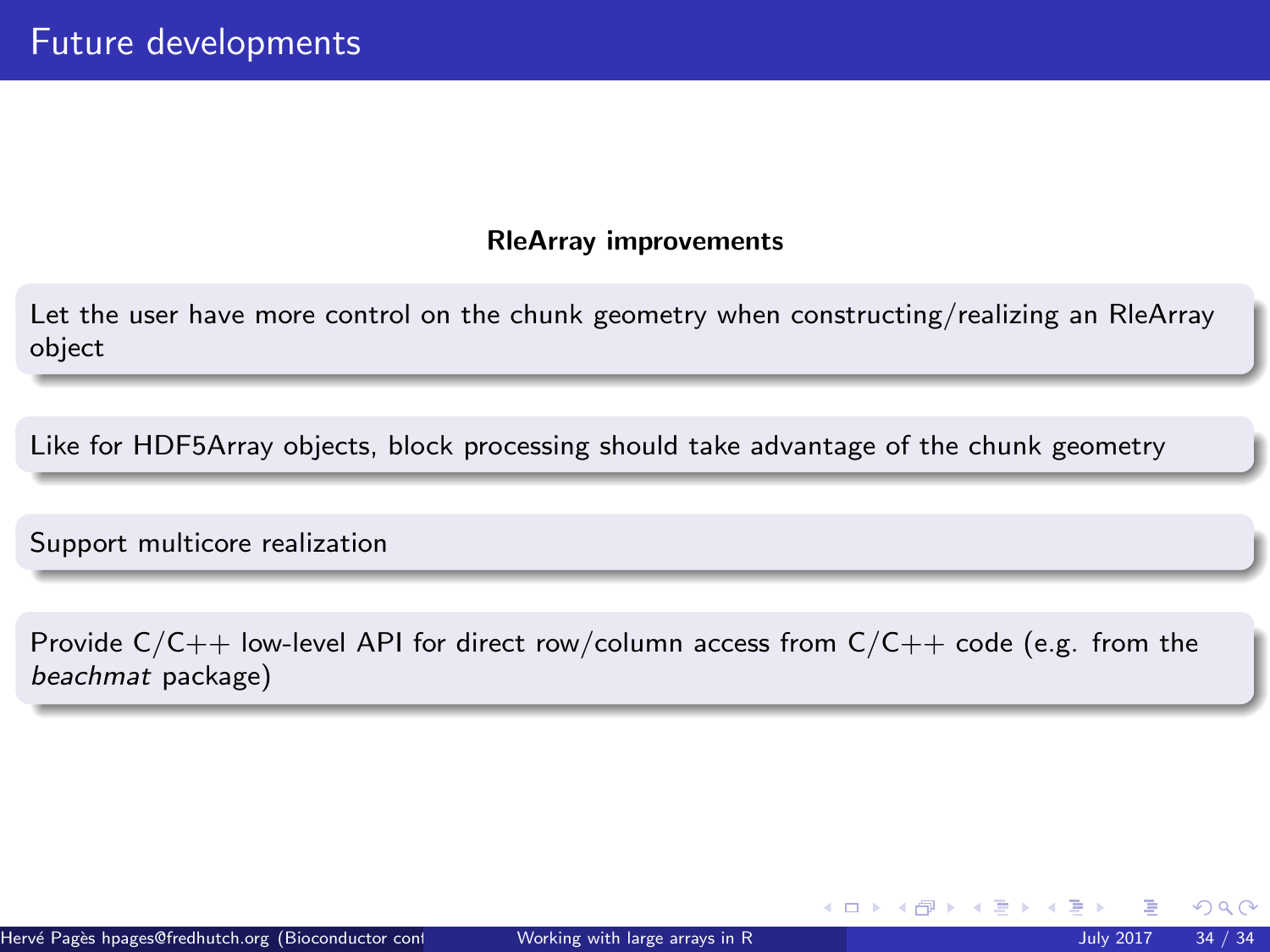# Future developments

**RleArray improvements**

Let the user have more control on the chunk geometry when constructing/realizing an RleArray object

Like for HDF5Array objects, block processing should take advantage of the chunk geometry

Support multicore realization

Provide C/C++ low-level API for direct row/column access from C/C++ code (e.g. from the *beachmat* package)